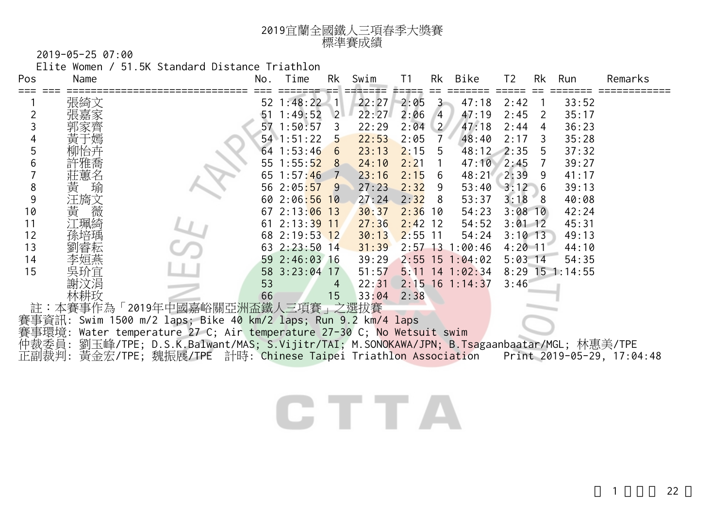# 2019宜蘭全國鐵人三項春季大獎賽
## 標準賽成績

2019-05-25 07:00

Elite Women / 51.5K Standard Distance Triathlon

| Pos | Name | No. | Time | Rk | Swim | T1 | Rk | Bike | T2 | Rk | Run | Remarks |
|---|---|---|---|---|---|---|---|---|---|---|---|---|
| 1 | 張綺文 | 52 | 1:48:22 | 1 | 22:27 | 2:05 | 3 | 47:18 | 2:42 | 1 | 33:52 | |
| 2 | 張嘉家 | 51 | 1:49:52 | 2 | 22:27 | 2:06 | 4 | 47:19 | 2:45 | 2 | 35:17 | |
| 3 | 郭家齊 | 57 | 1:50:57 | 3 | 22:29 | 2:04 | 2 | 47:18 | 2:44 | 4 | 36:23 | |
| 4 | 黃于嫣 | 54 | 1:51:22 | 5 | 22:53 | 2:05 | 7 | 48:40 | 2:17 | 3 | 35:28 | |
| 5 | 柳怡卉 | 64 | 1:53:46 | 6 | 23:13 | 2:15 | 5 | 48:12 | 2:35 | 5 | 37:32 | |
| 6 | 許雅喬 | 55 | 1:55:52 | 8 | 24:10 | 2:21 | 1 | 47:10 | 2:45 | 7 | 39:27 | |
| 7 | 莊蕙名 | 65 | 1:57:46 | 7 | 23:16 | 2:15 | 6 | 48:21 | 2:39 | 9 | 41:17 | |
| 8 | 黃　瑜 | 56 | 2:05:57 | 9 | 27:23 | 2:32 | 9 | 53:40 | 3:12 | 6 | 39:13 | |
| 9 | 汪旖文 | 60 | 2:06:56 | 10 | 27:24 | 2:32 | 8 | 53:37 | 3:18 | 8 | 40:08 | |
| 10 | 黃　薇 | 67 | 2:13:06 | 13 | 30:37 | 2:36 | 10 | 54:23 | 3:08 | 10 | 42:24 | |
| 11 | 江珮綺 | 61 | 2:13:39 | 11 | 27:36 | 2:42 | 12 | 54:52 | 3:01 | 12 | 45:31 | |
| 12 | 孫培瑀 | 68 | 2:19:53 | 12 | 30:13 | 2:55 | 11 | 54:24 | 3:10 | 13 | 49:13 | |
| 13 | 劉睿耘 | 63 | 2:23:50 | 14 | 31:39 | 2:57 | 13 | 1:00:46 | 4:20 | 11 | 44:10 | |
| 14 | 李姮燕 | 59 | 2:46:03 | 16 | 39:29 | 2:55 | 15 | 1:04:02 | 5:03 | 14 | 54:35 | |
| 15 | 吳玠宜 | 58 | 3:23:04 | 17 | 51:57 | 5:11 | 14 | 1:02:34 | 8:29 | 15 | 1:14:55 | |
| | 謝汶涓 | 53 | | 4 | 22:31 | 2:15 | 16 | 1:14:37 | 3:46 | | | |
| | 林耕玟 | 66 | | 15 | 33:04 | 2:38 | | | | | | |

註：本賽事作為「2019年中國嘉峪關亞洲盃鐵人三項賽」之選拔賽

賽事資訊: Swim 1500 m/2 laps; Bike 40 km/2 laps; Run 9.2 km/4 laps

賽事環境: Water temperature 27 C; Air temperature 27-30 C; No Wetsuit swim

仲裁委員: 劉玉峰/TPE; D.S.K.Balwant/MAS; S.Vijitr/TAI; M.SONOKAWA/JPN; B.Tsagaanbaatar/MGL; 林惠美/TPE

正副裁判: 黃金宏/TPE; 魏振展/TPE　計時: Chinese Taipei Triathlon Association　Print 2019-05-29, 17:04:48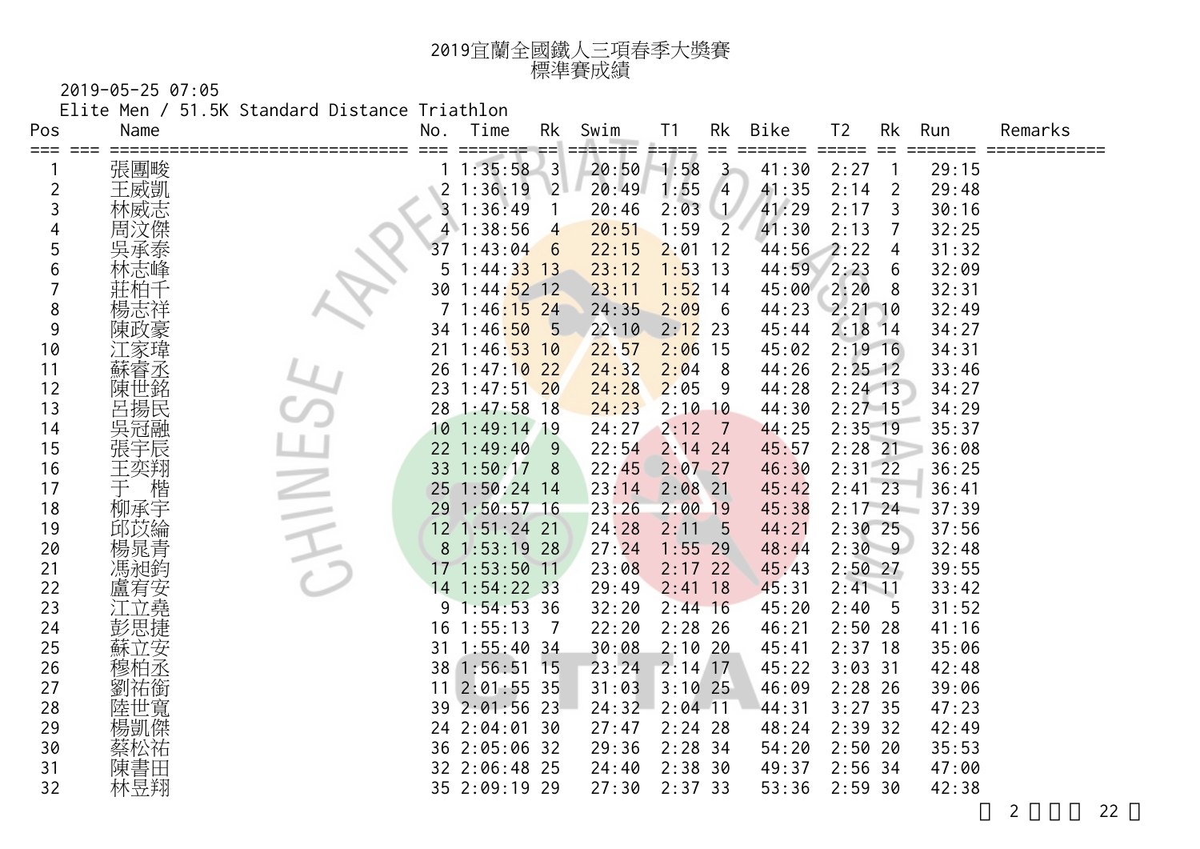# 2019宜蘭全國鐵人三項春季大獎賽
## 標準賽成績

2019-05-25 07:05

Elite Men / 51.5K Standard Distance Triathlon

| Pos | | Name | No. | Time | Rk | Swim | T1 | Rk | Bike | T2 | Rk | Run | Remarks |
|---|---|---|---|---|---|---|---|---|---|---|---|---|---|
| 1 | | 張團畯 | 1 | 1:35:58 | 3 | 20:50 | 1:58 | 3 | 41:30 | 2:27 | 1 | 29:15 | |
| 2 | | 王威凱 | 2 | 1:36:19 | 2 | 20:49 | 1:55 | 4 | 41:35 | 2:14 | 2 | 29:48 | |
| 3 | | 林威志 | 3 | 1:36:49 | 1 | 20:46 | 2:03 | 1 | 41:29 | 2:17 | 3 | 30:16 | |
| 4 | | 周汶傑 | 4 | 1:38:56 | 4 | 20:51 | 1:59 | 2 | 41:30 | 2:13 | 7 | 32:25 | |
| 5 | | 吳承泰 | 37 | 1:43:04 | 6 | 22:15 | 2:01 | 12 | 44:56 | 2:22 | 4 | 31:32 | |
| 6 | | 林志峰 | 5 | 1:44:33 | 13 | 23:12 | 1:53 | 13 | 44:59 | 2:23 | 6 | 32:09 | |
| 7 | | 莊柏千 | 30 | 1:44:52 | 12 | 23:11 | 1:52 | 14 | 45:00 | 2:20 | 8 | 32:31 | |
| 8 | | 楊志祥 | 7 | 1:46:15 | 24 | 24:35 | 2:09 | 6 | 44:23 | 2:21 | 10 | 32:49 | |
| 9 | | 陳政豪 | 34 | 1:46:50 | 5 | 22:10 | 2:12 | 23 | 45:44 | 2:18 | 14 | 34:27 | |
| 10 | | 江家瑋 | 21 | 1:46:53 | 10 | 22:57 | 2:06 | 15 | 45:02 | 2:19 | 16 | 34:31 | |
| 11 | | 蘇睿丞 | 26 | 1:47:10 | 22 | 24:32 | 2:04 | 8 | 44:26 | 2:25 | 12 | 33:46 | |
| 12 | | 陳世銘 | 23 | 1:47:51 | 20 | 24:28 | 2:05 | 9 | 44:28 | 2:24 | 13 | 34:27 | |
| 13 | | 呂揚民 | 28 | 1:47:58 | 18 | 24:23 | 2:10 | 10 | 44:30 | 2:27 | 15 | 34:29 | |
| 14 | | 吳冠融 | 10 | 1:49:14 | 19 | 24:27 | 2:12 | 7 | 44:25 | 2:35 | 19 | 35:37 | |
| 15 | | 張宇辰 | 22 | 1:49:40 | 9 | 22:54 | 2:14 | 24 | 45:57 | 2:28 | 21 | 36:08 | |
| 16 | | 王奕翔 | 33 | 1:50:17 | 8 | 22:45 | 2:07 | 27 | 46:30 | 2:31 | 22 | 36:25 | |
| 17 | | 于　楷 | 25 | 1:50:24 | 14 | 23:14 | 2:08 | 21 | 45:42 | 2:41 | 23 | 36:41 | |
| 18 | | 柳承宇 | 29 | 1:50:57 | 16 | 23:26 | 2:00 | 19 | 45:38 | 2:17 | 24 | 37:39 | |
| 19 | | 邱苡綸 | 12 | 1:51:24 | 21 | 24:28 | 2:11 | 5 | 44:21 | 2:30 | 25 | 37:56 | |
| 20 | | 楊晁青 | 8 | 1:53:19 | 28 | 27:24 | 1:55 | 29 | 48:44 | 2:30 | 9 | 32:48 | |
| 21 | | 馮昶鈞 | 17 | 1:53:50 | 11 | 23:08 | 2:17 | 22 | 45:43 | 2:50 | 27 | 39:55 | |
| 22 | | 盧宥安 | 14 | 1:54:22 | 33 | 29:49 | 2:41 | 18 | 45:31 | 2:41 | 11 | 33:42 | |
| 23 | | 江立堯 | 9 | 1:54:53 | 36 | 32:20 | 2:44 | 16 | 45:20 | 2:40 | 5 | 31:52 | |
| 24 | | 彭思捷 | 16 | 1:55:13 | 7 | 22:20 | 2:28 | 26 | 46:21 | 2:50 | 28 | 41:16 | |
| 25 | | 蘇立安 | 31 | 1:55:40 | 34 | 30:08 | 2:10 | 20 | 45:41 | 2:37 | 18 | 35:06 | |
| 26 | | 穆柏丞 | 38 | 1:56:51 | 15 | 23:24 | 2:14 | 17 | 45:22 | 3:03 | 31 | 42:48 | |
| 27 | | 劉祐銜 | 11 | 2:01:55 | 35 | 31:03 | 3:10 | 25 | 46:09 | 2:28 | 26 | 39:06 | |
| 28 | | 陸世寬 | 39 | 2:01:56 | 23 | 24:32 | 2:04 | 11 | 44:31 | 3:27 | 35 | 47:23 | |
| 29 | | 楊凱傑 | 24 | 2:04:01 | 30 | 27:47 | 2:24 | 28 | 48:24 | 2:39 | 32 | 42:49 | |
| 30 | | 蔡松祐 | 36 | 2:05:06 | 32 | 29:36 | 2:28 | 34 | 54:20 | 2:50 | 20 | 35:53 | |
| 31 | | 陳書田 | 32 | 2:06:48 | 25 | 24:40 | 2:38 | 30 | 49:37 | 2:56 | 34 | 47:00 | |
| 32 | | 林昱翔 | 35 | 2:09:19 | 29 | 27:30 | 2:37 | 33 | 53:36 | 2:59 | 30 | 42:38 | |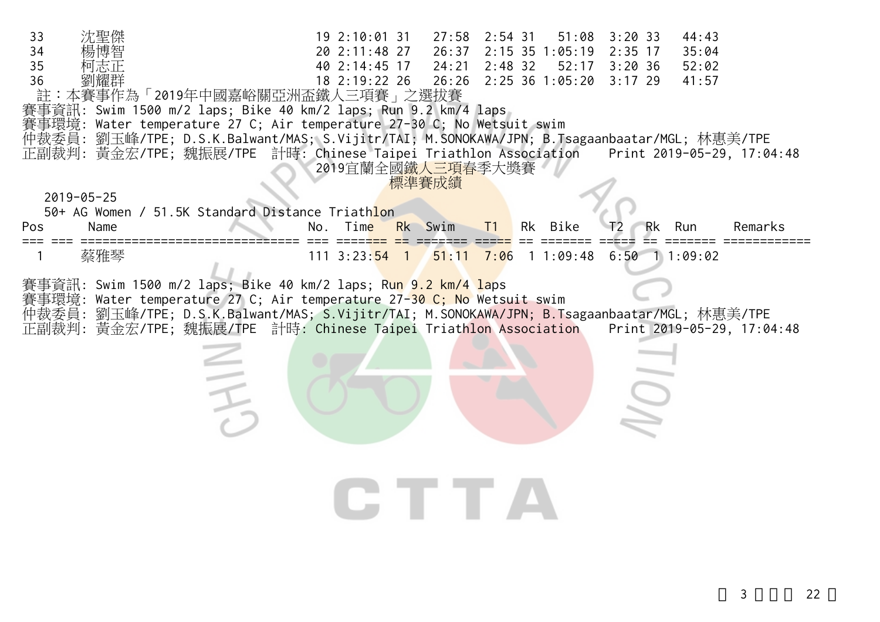| | | | | | | | | | | | | | |
|---|---|---|---|---|---|---|---|---|---|---|---|---|---|
| 33 | | 沈聖傑 | 19 | 2:10:01 | 31 | 27:58 | 2:54 | 31 | 51:08 | 3:20 | 33 | 44:43 | |
| 34 | | 楊博智 | 20 | 2:11:48 | 27 | 26:37 | 2:15 | 35 | 1:05:19 | 2:35 | 17 | 35:04 | |
| 35 | | 柯志正 | 40 | 2:14:45 | 17 | 24:21 | 2:48 | 32 | 52:17 | 3:20 | 36 | 52:02 | |
| 36 | | 劉耀群 | 18 | 2:19:22 | 26 | 26:26 | 2:25 | 36 | 1:05:20 | 3:17 | 29 | 41:57 | |

註：本賽事作為「2019年中國嘉峪關亞洲盃鐵人三項賽」之選拔賽

賽事資訊: Swim 1500 m/2 laps; Bike 40 km/2 laps; Run 9.2 km/4 laps
賽事環境: Water temperature 27 C; Air temperature 27-30 C; No Wetsuit swim
仲裁委員: 劉玉峰/TPE; D.S.K.Balwant/MAS; S.Vijitr/TAI; M.SONOKAWA/JPN; B.Tsagaanbaatar/MGL; 林惠美/TPE
正副裁判: 黃金宏/TPE; 魏振展/TPE 計時: Chinese Taipei Triathlon Association Print 2019-05-29, 17:04:48

## 2019宜蘭全國鐵人三項春季大獎賽
### 標準賽成績

2019-05-25

50+ AG Women / 51.5K Standard Distance Triathlon

| Pos | | Name | No. | Time | Rk | Swim | T1 | Rk | Bike | T2 | Rk | Run | Remarks |
|---|---|---|---|---|---|---|---|---|---|---|---|---|---|
| 1 | | 蔡雅琴 | 111 | 3:23:54 | 1 | 51:11 | 7:06 | 1 | 1:09:48 | 6:50 | 1 | 1:09:02 | |

賽事資訊: Swim 1500 m/2 laps; Bike 40 km/2 laps; Run 9.2 km/4 laps
賽事環境: Water temperature 27 C; Air temperature 27-30 C; No Wetsuit swim
仲裁委員: 劉玉峰/TPE; D.S.K.Balwant/MAS; S.Vijitr/TAI; M.SONOKAWA/JPN; B.Tsagaanbaatar/MGL; 林惠美/TPE
正副裁判: 黃金宏/TPE; 魏振展/TPE 計時: Chinese Taipei Triathlon Association Print 2019-05-29, 17:04:48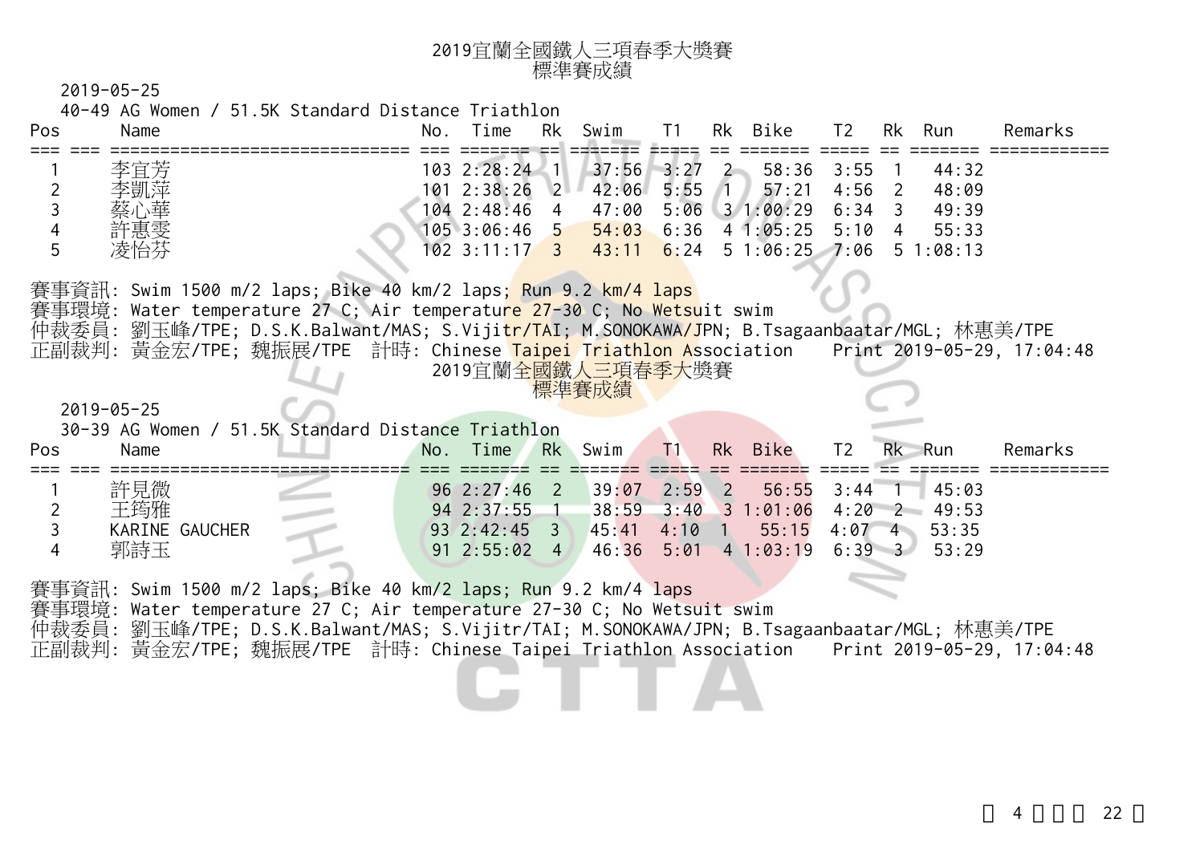# 2019宜蘭全國鐵人三項春季大獎賽
## 標準賽成績

2019-05-25

40-49 AG Women / 51.5K Standard Distance Triathlon

| Pos | Name | No. | Time | Rk | Swim | T1 | Rk | Bike | T2 | Rk | Run | Remarks |
|---|---|---|---|---|---|---|---|---|---|---|---|---|
| 1 | 李宜芳 | 103 | 2:28:24 | 1 | 37:56 | 3:27 | 2 | 58:36 | 3:55 | 1 | 44:32 | |
| 2 | 李凱萍 | 101 | 2:38:26 | 2 | 42:06 | 5:55 | 1 | 57:21 | 4:56 | 2 | 48:09 | |
| 3 | 蔡心華 | 104 | 2:48:46 | 4 | 47:00 | 5:06 | 3 | 1:00:29 | 6:34 | 3 | 49:39 | |
| 4 | 許惠雯 | 105 | 3:06:46 | 5 | 54:03 | 6:36 | 4 | 1:05:25 | 5:10 | 4 | 55:33 | |
| 5 | 凌怡芬 | 102 | 3:11:17 | 3 | 43:11 | 6:24 | 5 | 1:06:25 | 7:06 | 5 | 1:08:13 | |

賽事資訊: Swim 1500 m/2 laps; Bike 40 km/2 laps; Run 9.2 km/4 laps
賽事環境: Water temperature 27 C; Air temperature 27-30 C; No Wetsuit swim
仲裁委員: 劉玉峰/TPE; D.S.K.Balwant/MAS; S.Vijitr/TAI; M.SONOKAWA/JPN; B.Tsagaanbaatar/MGL; 林惠美/TPE
正副裁判: 黃金宏/TPE; 魏振展/TPE 計時: Chinese Taipei Triathlon Association Print 2019-05-29, 17:04:48

# 2019宜蘭全國鐵人三項春季大獎賽
## 標準賽成績

2019-05-25

30-39 AG Women / 51.5K Standard Distance Triathlon

| Pos | Name | No. | Time | Rk | Swim | T1 | Rk | Bike | T2 | Rk | Run | Remarks |
|---|---|---|---|---|---|---|---|---|---|---|---|---|
| 1 | 許見微 | 96 | 2:27:46 | 2 | 39:07 | 2:59 | 2 | 56:55 | 3:44 | 1 | 45:03 | |
| 2 | 王筠雅 | 94 | 2:37:55 | 1 | 38:59 | 3:40 | 3 | 1:01:06 | 4:20 | 2 | 49:53 | |
| 3 | KARINE GAUCHER | 93 | 2:42:45 | 3 | 45:41 | 4:10 | 1 | 55:15 | 4:07 | 4 | 53:35 | |
| 4 | 郭詩玉 | 91 | 2:55:02 | 4 | 46:36 | 5:01 | 4 | 1:03:19 | 6:39 | 3 | 53:29 | |

賽事資訊: Swim 1500 m/2 laps; Bike 40 km/2 laps; Run 9.2 km/4 laps
賽事環境: Water temperature 27 C; Air temperature 27-30 C; No Wetsuit swim
仲裁委員: 劉玉峰/TPE; D.S.K.Balwant/MAS; S.Vijitr/TAI; M.SONOKAWA/JPN; B.Tsagaanbaatar/MGL; 林惠美/TPE
正副裁判: 黃金宏/TPE; 魏振展/TPE 計時: Chinese Taipei Triathlon Association Print 2019-05-29, 17:04:48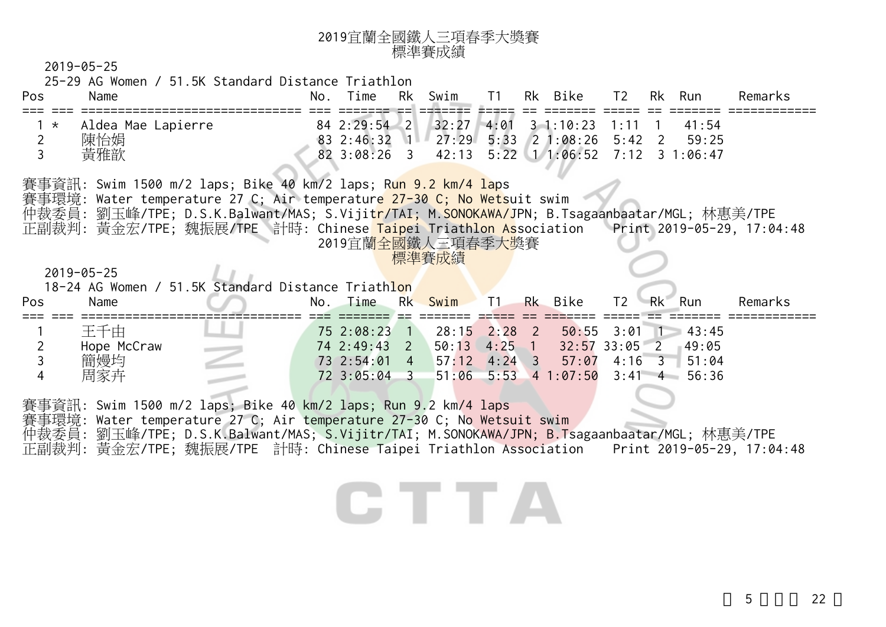# 2019宜蘭全國鐵人三項春季大獎賽
## 標準賽成績

2019-05-25

25-29 AG Women / 51.5K Standard Distance Triathlon

| Pos | | Name | No. | Time | Rk | Swim | T1 | Rk | Bike | T2 | Rk | Run | Remarks |
|---|---|---|---|---|---|---|---|---|---|---|---|---|---|
| 1 | * | Aldea Mae Lapierre | 84 | 2:29:54 | 2 | 32:27 | 4:01 | 3 | 1:10:23 | 1:11 | 1 | 41:54 | |
| 2 | | 陳怡娟 | 83 | 2:46:32 | 1 | 27:29 | 5:33 | 2 | 1:08:26 | 5:42 | 2 | 59:25 | |
| 3 | | 黃雅歆 | 82 | 3:08:26 | 3 | 42:13 | 5:22 | 1 | 1:06:52 | 7:12 | 3 | 1:06:47 | |

賽事資訊: Swim 1500 m/2 laps; Bike 40 km/2 laps; Run 9.2 km/4 laps
賽事環境: Water temperature 27 C; Air temperature 27-30 C; No Wetsuit swim
仲裁委員: 劉玉峰/TPE; D.S.K.Balwant/MAS; S.Vijitr/TAI; M.SONOKAWA/JPN; B.Tsagaanbaatar/MGL; 林惠美/TPE
正副裁判: 黃金宏/TPE; 魏振展/TPE 計時: Chinese Taipei Triathlon Association Print 2019-05-29, 17:04:48

# 2019宜蘭全國鐵人三項春季大獎賽
## 標準賽成績

2019-05-25

18-24 AG Women / 51.5K Standard Distance Triathlon

| Pos | | Name | No. | Time | Rk | Swim | T1 | Rk | Bike | T2 | Rk | Run | Remarks |
|---|---|---|---|---|---|---|---|---|---|---|---|---|---|
| 1 | | 王千由 | 75 | 2:08:23 | 1 | 28:15 | 2:28 | 2 | 50:55 | 3:01 | 1 | 43:45 | |
| 2 | | Hope McCraw | 74 | 2:49:43 | 2 | 50:13 | 4:25 | 1 | 32:57 | 33:05 | 2 | 49:05 | |
| 3 | | 簡嫚均 | 73 | 2:54:01 | 4 | 57:12 | 4:24 | 3 | 57:07 | 4:16 | 3 | 51:04 | |
| 4 | | 周家卉 | 72 | 3:05:04 | 3 | 51:06 | 5:53 | 4 | 1:07:50 | 3:41 | 4 | 56:36 | |

賽事資訊: Swim 1500 m/2 laps; Bike 40 km/2 laps; Run 9.2 km/4 laps
賽事環境: Water temperature 27 C; Air temperature 27-30 C; No Wetsuit swim
仲裁委員: 劉玉峰/TPE; D.S.K.Balwant/MAS; S.Vijitr/TAI; M.SONOKAWA/JPN; B.Tsagaanbaatar/MGL; 林惠美/TPE
正副裁判: 黃金宏/TPE; 魏振展/TPE 計時: Chinese Taipei Triathlon Association Print 2019-05-29, 17:04:48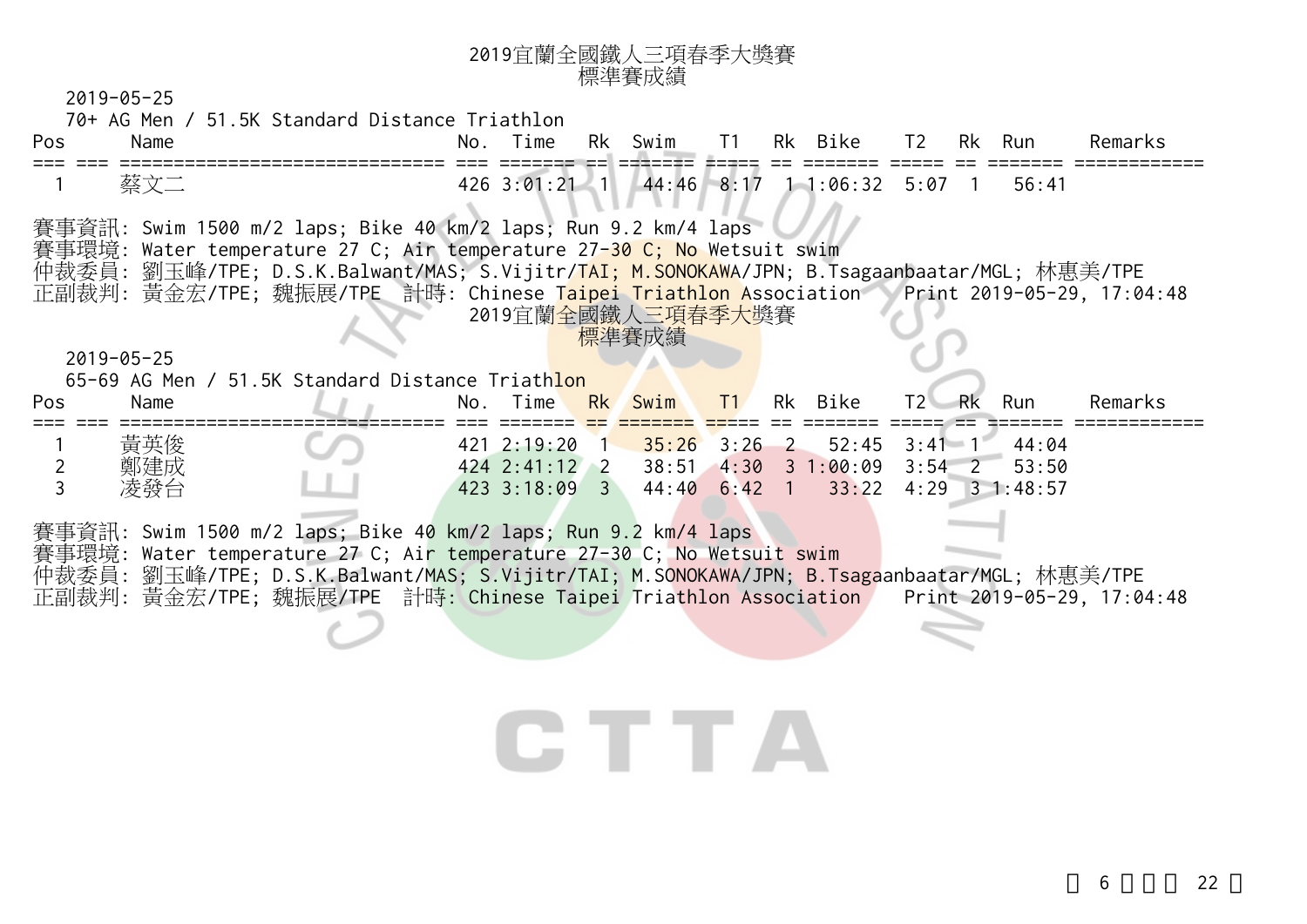# 2019宜蘭全國鐵人三項春季大獎賽
## 標準賽成績

2019-05-25

70+ AG Men / 51.5K Standard Distance Triathlon

| Pos | | Name | No. | Time | Rk | Swim | T1 | Rk | Bike | T2 | Rk | Run | Remarks |
|---|---|---|---|---|---|---|---|---|---|---|---|---|---|
| 1 | | 蔡文二 | 426 | 3:01:21 | 1 | 44:46 | 8:17 | 1 | 1:06:32 | 5:07 | 1 | 56:41 | |

賽事資訊: Swim 1500 m/2 laps; Bike 40 km/2 laps; Run 9.2 km/4 laps
賽事環境: Water temperature 27 C; Air temperature 27-30 C; No Wetsuit swim
仲裁委員: 劉玉峰/TPE; D.S.K.Balwant/MAS; S.Vijitr/TAI; M.SONOKAWA/JPN; B.Tsagaanbaatar/MGL; 林惠美/TPE
正副裁判: 黃金宏/TPE; 魏振展/TPE 計時: Chinese Taipei Triathlon Association Print 2019-05-29, 17:04:48

# 2019宜蘭全國鐵人三項春季大獎賽
## 標準賽成績

2019-05-25

65-69 AG Men / 51.5K Standard Distance Triathlon

| Pos | | Name | No. | Time | Rk | Swim | T1 | Rk | Bike | T2 | Rk | Run | Remarks |
|---|---|---|---|---|---|---|---|---|---|---|---|---|---|
| 1 | | 黃英俊 | 421 | 2:19:20 | 1 | 35:26 | 3:26 | 2 | 52:45 | 3:41 | 1 | 44:04 | |
| 2 | | 鄭建成 | 424 | 2:41:12 | 2 | 38:51 | 4:30 | 3 | 1:00:09 | 3:54 | 2 | 53:50 | |
| 3 | | 凌發台 | 423 | 3:18:09 | 3 | 44:40 | 6:42 | 1 | 33:22 | 4:29 | 3 | 1:48:57 | |

賽事資訊: Swim 1500 m/2 laps; Bike 40 km/2 laps; Run 9.2 km/4 laps
賽事環境: Water temperature 27 C; Air temperature 27-30 C; No Wetsuit swim
仲裁委員: 劉玉峰/TPE; D.S.K.Balwant/MAS; S.Vijitr/TAI; M.SONOKAWA/JPN; B.Tsagaanbaatar/MGL; 林惠美/TPE
正副裁判: 黃金宏/TPE; 魏振展/TPE 計時: Chinese Taipei Triathlon Association Print 2019-05-29, 17:04:48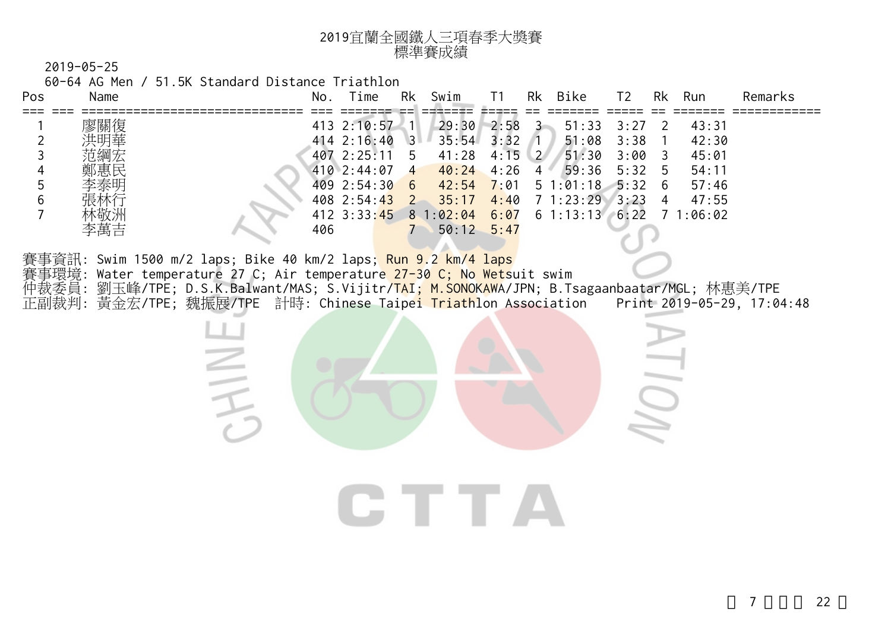# 2019宜蘭全國鐵人三項春季大獎賽
## 標準賽成績

2019-05-25

60-64 AG Men / 51.5K Standard Distance Triathlon

| Pos | | Name | No. | Time | Rk | Swim | T1 | Rk | Bike | T2 | Rk | Run | Remarks |
|---|---|---|---|---|---|---|---|---|---|---|---|---|---|
| 1 | | 廖關復 | 413 | 2:10:57 | 1 | 29:30 | 2:58 | 3 | 51:33 | 3:27 | 2 | 43:31 | |
| 2 | | 洪明華 | 414 | 2:16:40 | 3 | 35:54 | 3:32 | 1 | 51:08 | 3:38 | 1 | 42:30 | |
| 3 | | 范綱宏 | 407 | 2:25:11 | 5 | 41:28 | 4:15 | 2 | 51:30 | 3:00 | 3 | 45:01 | |
| 4 | | 鄭惠民 | 410 | 2:44:07 | 4 | 40:24 | 4:26 | 4 | 59:36 | 5:32 | 5 | 54:11 | |
| 5 | | 李泰明 | 409 | 2:54:30 | 6 | 42:54 | 7:01 | 5 | 1:01:18 | 5:32 | 6 | 57:46 | |
| 6 | | 張林行 | 408 | 2:54:43 | 2 | 35:17 | 4:40 | 7 | 1:23:29 | 3:23 | 4 | 47:55 | |
| 7 | | 林敬洲 | 412 | 3:33:45 | 8 | 1:02:04 | 6:07 | 6 | 1:13:13 | 6:22 | 7 | 1:06:02 | |
| | | 李萬吉 | 406 | | 7 | 50:12 | 5:47 | | | | | | |

賽事資訊: Swim 1500 m/2 laps; Bike 40 km/2 laps; Run 9.2 km/4 laps

賽事環境: Water temperature 27 C; Air temperature 27-30 C; No Wetsuit swim

仲裁委員: 劉玉峰/TPE; D.S.K.Balwant/MAS; S.Vijitr/TAI; M.SONOKAWA/JPN; B.Tsagaanbaatar/MGL; 林惠美/TPE

正副裁判: 黃金宏/TPE; 魏振展/TPE 計時: Chinese Taipei Triathlon Association Print 2019-05-29, 17:04:48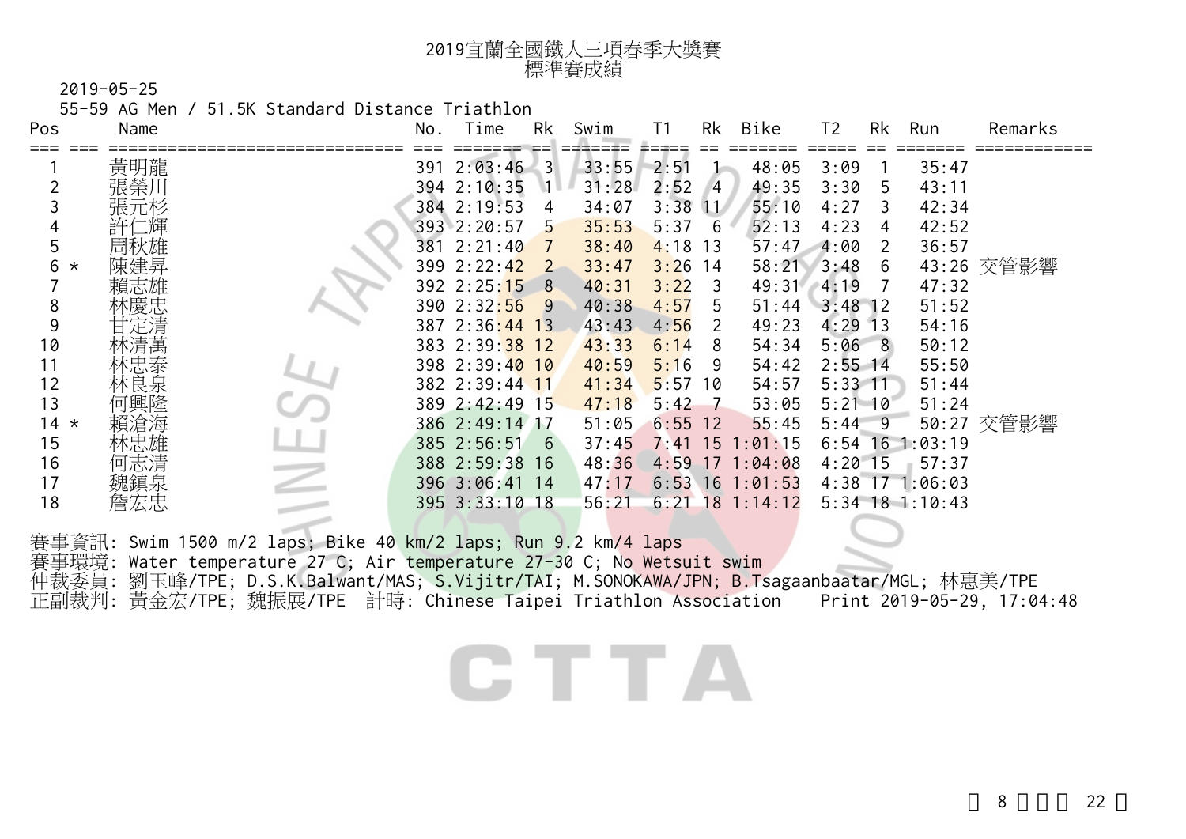# 2019宜蘭全國鐵人三項春季大獎賽
## 標準賽成績

2019-05-25

55-59 AG Men / 51.5K Standard Distance Triathlon

| Pos | | Name | No. | Time | Rk | Swim | T1 | Rk | Bike | T2 | Rk | Run | Remarks |
|---|---|---|---|---|---|---|---|---|---|---|---|---|---|
| 1 | | 黃明龍 | 391 | 2:03:46 | 3 | 33:55 | 2:51 | 1 | 48:05 | 3:09 | 1 | 35:47 | |
| 2 | | 張榮川 | 394 | 2:10:35 | 1 | 31:28 | 2:52 | 4 | 49:35 | 3:30 | 5 | 43:11 | |
| 3 | | 張元杉 | 384 | 2:19:53 | 4 | 34:07 | 3:38 | 11 | 55:10 | 4:27 | 3 | 42:34 | |
| 4 | | 許仁輝 | 393 | 2:20:57 | 5 | 35:53 | 5:37 | 6 | 52:13 | 4:23 | 4 | 42:52 | |
| 5 | | 周秋雄 | 381 | 2:21:40 | 7 | 38:40 | 4:18 | 13 | 57:47 | 4:00 | 2 | 36:57 | |
| 6 | * | 陳建昇 | 399 | 2:22:42 | 2 | 33:47 | 3:26 | 14 | 58:21 | 3:48 | 6 | 43:26 | 交管影響 |
| 7 | | 賴志雄 | 392 | 2:25:15 | 8 | 40:31 | 3:22 | 3 | 49:31 | 4:19 | 7 | 47:32 | |
| 8 | | 林慶忠 | 390 | 2:32:56 | 9 | 40:38 | 4:57 | 5 | 51:44 | 3:48 | 12 | 51:52 | |
| 9 | | 甘定清 | 387 | 2:36:44 | 13 | 43:43 | 4:56 | 2 | 49:23 | 4:29 | 13 | 54:16 | |
| 10 | | 林清萬 | 383 | 2:39:38 | 12 | 43:33 | 6:14 | 8 | 54:34 | 5:06 | 8 | 50:12 | |
| 11 | | 林忠泰 | 398 | 2:39:40 | 10 | 40:59 | 5:16 | 9 | 54:42 | 2:55 | 14 | 55:50 | |
| 12 | | 林良泉 | 382 | 2:39:44 | 11 | 41:34 | 5:57 | 10 | 54:57 | 5:33 | 11 | 51:44 | |
| 13 | | 何興隆 | 389 | 2:42:49 | 15 | 47:18 | 5:42 | 7 | 53:05 | 5:21 | 10 | 51:24 | |
| 14 | * | 賴滄海 | 386 | 2:49:14 | 17 | 51:05 | 6:55 | 12 | 55:45 | 5:44 | 9 | 50:27 | 交管影響 |
| 15 | | 林忠雄 | 385 | 2:56:51 | 6 | 37:45 | 7:41 | 15 | 1:01:15 | 6:54 | 16 | 1:03:19 | |
| 16 | | 何志清 | 388 | 2:59:38 | 16 | 48:36 | 4:59 | 17 | 1:04:08 | 4:20 | 15 | 57:37 | |
| 17 | | 魏鎮泉 | 396 | 3:06:41 | 14 | 47:17 | 6:53 | 16 | 1:01:53 | 4:38 | 17 | 1:06:03 | |
| 18 | | 詹宏忠 | 395 | 3:33:10 | 18 | 56:21 | 6:21 | 18 | 1:14:12 | 5:34 | 18 | 1:10:43 | |

賽事資訊: Swim 1500 m/2 laps; Bike 40 km/2 laps; Run 9.2 km/4 laps
賽事環境: Water temperature 27 C; Air temperature 27-30 C; No Wetsuit swim
仲裁委員: 劉玉峰/TPE; D.S.K.Balwant/MAS; S.Vijitr/TAI; M.SONOKAWA/JPN; B.Tsagaanbaatar/MGL; 林惠美/TPE
正副裁判: 黃金宏/TPE; 魏振展/TPE 計時: Chinese Taipei Triathlon Association Print 2019-05-29, 17:04:48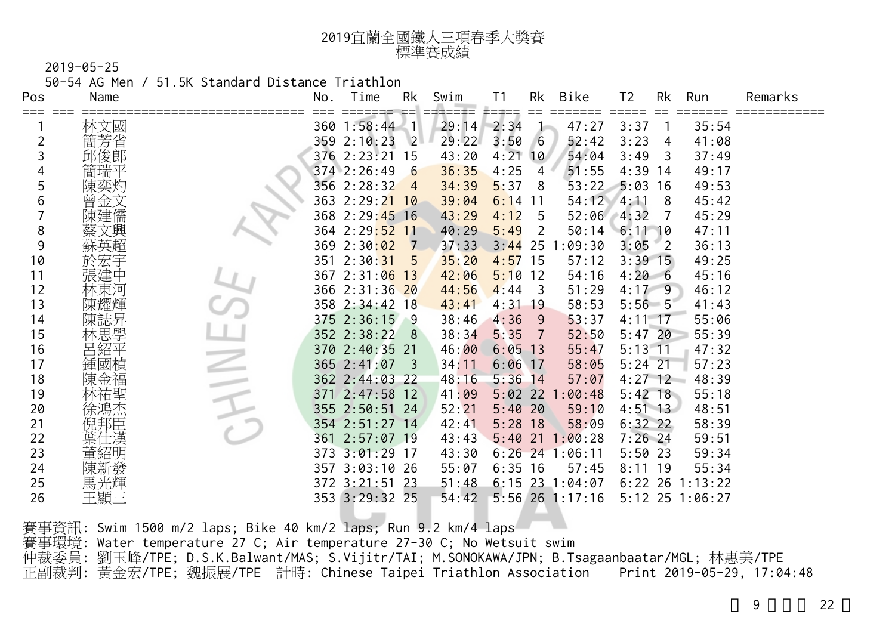# 2019宜蘭全國鐵人三項春季大獎賽
## 標準賽成績

2019-05-25

50-54 AG Men / 51.5K Standard Distance Triathlon

| Pos | Name | No. | Time | Rk | Swim | T1 | Rk | Bike | T2 | Rk | Run | Remarks |
|---|---|---|---|---|---|---|---|---|---|---|---|---|
| 1 | 林文國 | 360 | 1:58:44 | 1 | 29:14 | 2:34 | 1 | 47:27 | 3:37 | 1 | 35:54 | |
| 2 | 簡芳省 | 359 | 2:10:23 | 2 | 29:22 | 3:50 | 6 | 52:42 | 3:23 | 4 | 41:08 | |
| 3 | 邱俊郎 | 376 | 2:23:21 | 15 | 43:20 | 4:21 | 10 | 54:04 | 3:49 | 3 | 37:49 | |
| 4 | 簡瑞平 | 374 | 2:26:49 | 6 | 36:35 | 4:25 | 4 | 51:55 | 4:39 | 14 | 49:17 | |
| 5 | 陳奕灼 | 356 | 2:28:32 | 4 | 34:39 | 5:37 | 8 | 53:22 | 5:03 | 16 | 49:53 | |
| 6 | 曾金文 | 363 | 2:29:21 | 10 | 39:04 | 6:14 | 11 | 54:12 | 4:11 | 8 | 45:42 | |
| 7 | 陳建儒 | 368 | 2:29:45 | 16 | 43:29 | 4:12 | 5 | 52:06 | 4:32 | 7 | 45:29 | |
| 8 | 蔡文興 | 364 | 2:29:52 | 11 | 40:29 | 5:49 | 2 | 50:14 | 6:11 | 10 | 47:11 | |
| 9 | 蘇英超 | 369 | 2:30:02 | 7 | 37:33 | 3:44 | 25 | 1:09:30 | 3:05 | 2 | 36:13 | |
| 10 | 於宏宇 | 351 | 2:30:31 | 5 | 35:20 | 4:57 | 15 | 57:12 | 3:39 | 15 | 49:25 | |
| 11 | 張建中 | 367 | 2:31:06 | 13 | 42:06 | 5:10 | 12 | 54:16 | 4:20 | 6 | 45:16 | |
| 12 | 林東河 | 366 | 2:31:36 | 20 | 44:56 | 4:44 | 3 | 51:29 | 4:17 | 9 | 46:12 | |
| 13 | 陳耀輝 | 358 | 2:34:42 | 18 | 43:41 | 4:31 | 19 | 58:53 | 5:56 | 5 | 41:43 | |
| 14 | 陳誌昇 | 375 | 2:36:15 | 9 | 38:46 | 4:36 | 9 | 53:37 | 4:11 | 17 | 55:06 | |
| 15 | 林思學 | 352 | 2:38:22 | 8 | 38:34 | 5:35 | 7 | 52:50 | 5:47 | 20 | 55:39 | |
| 16 | 呂紹平 | 370 | 2:40:35 | 21 | 46:00 | 6:05 | 13 | 55:47 | 5:13 | 11 | 47:32 | |
| 17 | 鍾國楨 | 365 | 2:41:07 | 3 | 34:11 | 6:06 | 17 | 58:05 | 5:24 | 21 | 57:23 | |
| 18 | 陳金福 | 362 | 2:44:03 | 22 | 48:16 | 5:36 | 14 | 57:07 | 4:27 | 12 | 48:39 | |
| 19 | 林祐聖 | 371 | 2:47:58 | 12 | 41:09 | 5:02 | 22 | 1:00:48 | 5:42 | 18 | 55:18 | |
| 20 | 徐鴻杰 | 355 | 2:50:51 | 24 | 52:21 | 5:40 | 20 | 59:10 | 4:51 | 13 | 48:51 | |
| 21 | 倪邦臣 | 354 | 2:51:27 | 14 | 42:41 | 5:28 | 18 | 58:09 | 6:32 | 22 | 58:39 | |
| 22 | 葉仕漢 | 361 | 2:57:07 | 19 | 43:43 | 5:40 | 21 | 1:00:28 | 7:26 | 24 | 59:51 | |
| 23 | 董紹明 | 373 | 3:01:29 | 17 | 43:30 | 6:26 | 24 | 1:06:11 | 5:50 | 23 | 59:34 | |
| 24 | 陳新發 | 357 | 3:03:10 | 26 | 55:07 | 6:35 | 16 | 57:45 | 8:11 | 19 | 55:34 | |
| 25 | 馬光輝 | 372 | 3:21:51 | 23 | 51:48 | 6:15 | 23 | 1:04:07 | 6:22 | 26 | 1:13:22 | |
| 26 | 王顯三 | 353 | 3:29:32 | 25 | 54:42 | 5:56 | 26 | 1:17:16 | 5:12 | 25 | 1:06:27 | |

賽事資訊: Swim 1500 m/2 laps; Bike 40 km/2 laps; Run 9.2 km/4 laps
賽事環境: Water temperature 27 C; Air temperature 27-30 C; No Wetsuit swim
仲裁委員: 劉玉峰/TPE; D.S.K.Balwant/MAS; S.Vijitr/TAI; M.SONOKAWA/JPN; B.Tsagaanbaatar/MGL; 林惠美/TPE
正副裁判: 黃金宏/TPE; 魏振展/TPE 計時: Chinese Taipei Triathlon Association Print 2019-05-29, 17:04:48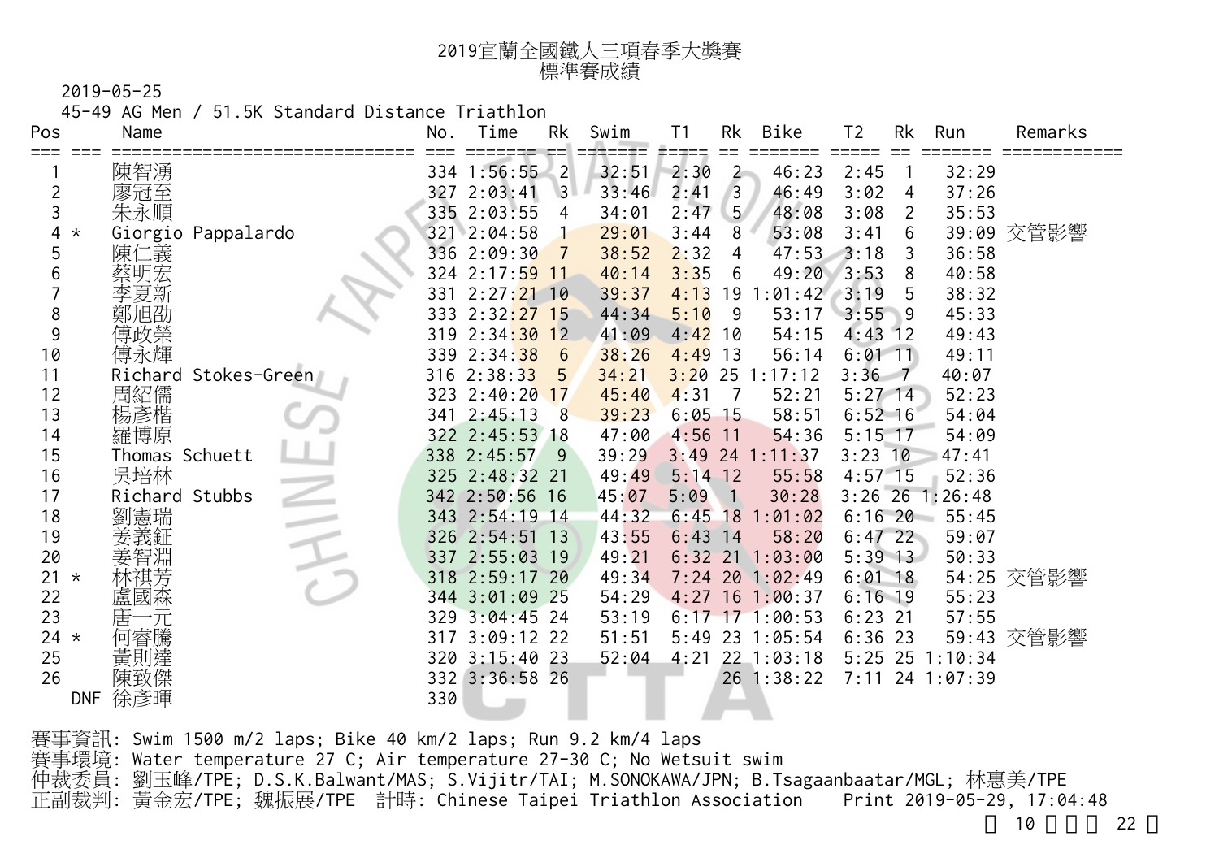# 2019宜蘭全國鐵人三項春季大獎賽
## 標準賽成績

2019-05-25

45-49 AG Men / 51.5K Standard Distance Triathlon

| Pos | | Name | No. | Time | Rk | Swim | T1 | Rk | Bike | T2 | Rk | Run | Remarks |
|---|---|---|---|---|---|---|---|---|---|---|---|---|---|
| 1 | | 陳智湧 | 334 | 1:56:55 | 2 | 32:51 | 2:30 | 2 | 46:23 | 2:45 | 1 | 32:29 | |
| 2 | | 廖冠至 | 327 | 2:03:41 | 3 | 33:46 | 2:41 | 3 | 46:49 | 3:02 | 4 | 37:26 | |
| 3 | | 朱永順 | 335 | 2:03:55 | 4 | 34:01 | 2:47 | 5 | 48:08 | 3:08 | 2 | 35:53 | |
| 4 | * | Giorgio Pappalardo | 321 | 2:04:58 | 1 | 29:01 | 3:44 | 8 | 53:08 | 3:41 | 6 | 39:09 | 交管影響 |
| 5 | | 陳仁義 | 336 | 2:09:30 | 7 | 38:52 | 2:32 | 4 | 47:53 | 3:18 | 3 | 36:58 | |
| 6 | | 蔡明宏 | 324 | 2:17:59 | 11 | 40:14 | 3:35 | 6 | 49:20 | 3:53 | 8 | 40:58 | |
| 7 | | 李夏新 | 331 | 2:27:21 | 10 | 39:37 | 4:13 | 19 | 1:01:42 | 3:19 | 5 | 38:32 | |
| 8 | | 鄭旭劭 | 333 | 2:32:27 | 15 | 44:34 | 5:10 | 9 | 53:17 | 3:55 | 9 | 45:33 | |
| 9 | | 傅政榮 | 319 | 2:34:30 | 12 | 41:09 | 4:42 | 10 | 54:15 | 4:43 | 12 | 49:43 | |
| 10 | | 傅永輝 | 339 | 2:34:38 | 6 | 38:26 | 4:49 | 13 | 56:14 | 6:01 | 11 | 49:11 | |
| 11 | | Richard Stokes-Green | 316 | 2:38:33 | 5 | 34:21 | 3:20 | 25 | 1:17:12 | 3:36 | 7 | 40:07 | |
| 12 | | 周紹儒 | 323 | 2:40:20 | 17 | 45:40 | 4:31 | 7 | 52:21 | 5:27 | 14 | 52:23 | |
| 13 | | 楊彥楷 | 341 | 2:45:13 | 8 | 39:23 | 6:05 | 15 | 58:51 | 6:52 | 16 | 54:04 | |
| 14 | | 羅博原 | 322 | 2:45:53 | 18 | 47:00 | 4:56 | 11 | 54:36 | 5:15 | 17 | 54:09 | |
| 15 | | Thomas Schuett | 338 | 2:45:57 | 9 | 39:29 | 3:49 | 24 | 1:11:37 | 3:23 | 10 | 47:41 | |
| 16 | | 吳培林 | 325 | 2:48:32 | 21 | 49:49 | 5:14 | 12 | 55:58 | 4:57 | 15 | 52:36 | |
| 17 | | Richard Stubbs | 342 | 2:50:56 | 16 | 45:07 | 5:09 | 1 | 30:28 | 3:26 | 26 | 1:26:48 | |
| 18 | | 劉憲瑞 | 343 | 2:54:19 | 14 | 44:32 | 6:45 | 18 | 1:01:02 | 6:16 | 20 | 55:45 | |
| 19 | | 姜義鉦 | 326 | 2:54:51 | 13 | 43:55 | 6:43 | 14 | 58:20 | 6:47 | 22 | 59:07 | |
| 20 | | 姜智淵 | 337 | 2:55:03 | 19 | 49:21 | 6:32 | 21 | 1:03:00 | 5:39 | 13 | 50:33 | |
| 21 | * | 林祺芳 | 318 | 2:59:17 | 20 | 49:34 | 7:24 | 20 | 1:02:49 | 6:01 | 18 | 54:25 | 交管影響 |
| 22 | | 盧國森 | 344 | 3:01:09 | 25 | 54:29 | 4:27 | 16 | 1:00:37 | 6:16 | 19 | 55:23 | |
| 23 | | 唐一元 | 329 | 3:04:45 | 24 | 53:19 | 6:17 | 17 | 1:00:53 | 6:23 | 21 | 57:55 | |
| 24 | * | 何睿騰 | 317 | 3:09:12 | 22 | 51:51 | 5:49 | 23 | 1:05:54 | 6:36 | 23 | 59:43 | 交管影響 |
| 25 | | 黃則達 | 320 | 3:15:40 | 23 | 52:04 | 4:21 | 22 | 1:03:18 | 5:25 | 25 | 1:10:34 | |
| 26 | | 陳致傑 | 332 | 3:36:58 | 26 | | | 26 | 1:38:22 | 7:11 | 24 | 1:07:39 | |
| | DNF | 徐彥暉 | 330 | | | | | | | | | | |

賽事資訊: Swim 1500 m/2 laps; Bike 40 km/2 laps; Run 9.2 km/4 laps

賽事環境: Water temperature 27 C; Air temperature 27-30 C; No Wetsuit swim

仲裁委員: 劉玉峰/TPE; D.S.K.Balwant/MAS; S.Vijitr/TAI; M.SONOKAWA/JPN; B.Tsagaanbaatar/MGL; 林惠美/TPE

正副裁判: 黃金宏/TPE; 魏振展/TPE 計時: Chinese Taipei Triathlon Association Print 2019-05-29, 17:04:48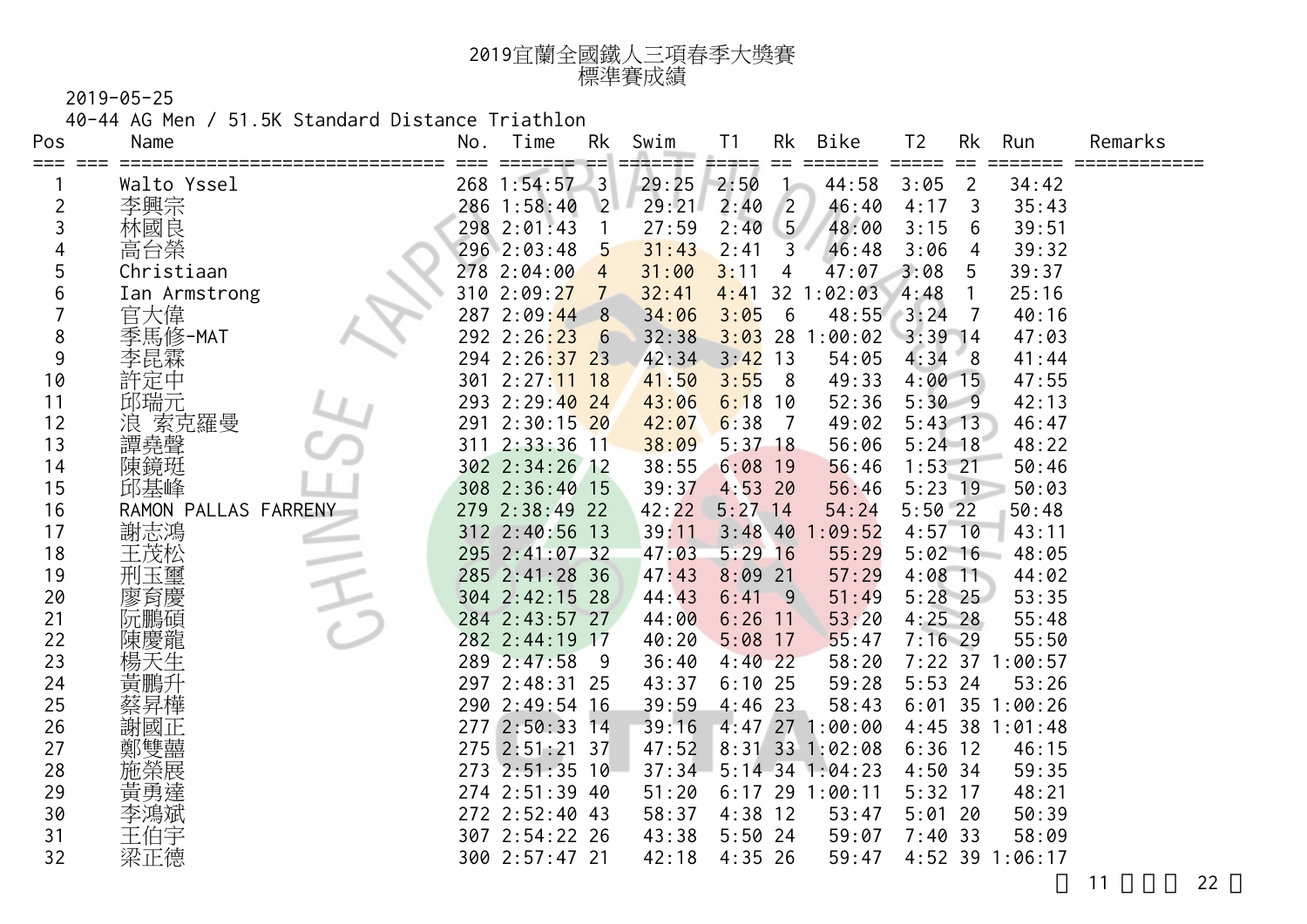# 2019宜蘭全國鐵人三項春季大獎賽
## 標準賽成績

2019-05-25

40-44 AG Men / 51.5K Standard Distance Triathlon

| Pos | Name | No. | Time | Rk | Swim | T1 | Rk | Bike | T2 | Rk | Run | Remarks |
|---|---|---|---|---|---|---|---|---|---|---|---|---|
| 1 | Walto Yssel | 268 | 1:54:57 | 3 | 29:25 | 2:50 | 1 | 44:58 | 3:05 | 2 | 34:42 | |
| 2 | 李興宗 | 286 | 1:58:40 | 2 | 29:21 | 2:40 | 2 | 46:40 | 4:17 | 3 | 35:43 | |
| 3 | 林國良 | 298 | 2:01:43 | 1 | 27:59 | 2:40 | 5 | 48:00 | 3:15 | 6 | 39:51 | |
| 4 | 高台榮 | 296 | 2:03:48 | 5 | 31:43 | 2:41 | 3 | 46:48 | 3:06 | 4 | 39:32 | |
| 5 | Christiaan | 278 | 2:04:00 | 4 | 31:00 | 3:11 | 4 | 47:07 | 3:08 | 5 | 39:37 | |
| 6 | Ian Armstrong | 310 | 2:09:27 | 7 | 32:41 | 4:41 | 32 | 1:02:03 | 4:48 | 1 | 25:16 | |
| 7 | 官大偉 | 287 | 2:09:44 | 8 | 34:06 | 3:05 | 6 | 48:55 | 3:24 | 7 | 40:16 | |
| 8 | 季馬修-MAT | 292 | 2:26:23 | 6 | 32:38 | 3:03 | 28 | 1:00:02 | 3:39 | 14 | 47:03 | |
| 9 | 李昆霖 | 294 | 2:26:37 | 23 | 42:34 | 3:42 | 13 | 54:05 | 4:34 | 8 | 41:44 | |
| 10 | 許定中 | 301 | 2:27:11 | 18 | 41:50 | 3:55 | 8 | 49:33 | 4:00 | 15 | 47:55 | |
| 11 | 邱瑞元 | 293 | 2:29:40 | 24 | 43:06 | 6:18 | 10 | 52:36 | 5:30 | 9 | 42:13 | |
| 12 | 浪 索克羅曼 | 291 | 2:30:15 | 20 | 42:07 | 6:38 | 7 | 49:02 | 5:43 | 13 | 46:47 | |
| 13 | 譚堯聲 | 311 | 2:33:36 | 11 | 38:09 | 5:37 | 18 | 56:06 | 5:24 | 18 | 48:22 | |
| 14 | 陳鏡珽 | 302 | 2:34:26 | 12 | 38:55 | 6:08 | 19 | 56:46 | 1:53 | 21 | 50:46 | |
| 15 | 邱基峰 | 308 | 2:36:40 | 15 | 39:37 | 4:53 | 20 | 56:46 | 5:23 | 19 | 50:03 | |
| 16 | RAMON PALLAS FARRENY | 279 | 2:38:49 | 22 | 42:22 | 5:27 | 14 | 54:24 | 5:50 | 22 | 50:48 | |
| 17 | 謝志鴻 | 312 | 2:40:56 | 13 | 39:11 | 3:48 | 40 | 1:09:52 | 4:57 | 10 | 43:11 | |
| 18 | 王茂松 | 295 | 2:41:07 | 32 | 47:03 | 5:29 | 16 | 55:29 | 5:02 | 16 | 48:05 | |
| 19 | 刑玉璽 | 285 | 2:41:28 | 36 | 47:43 | 8:09 | 21 | 57:29 | 4:08 | 11 | 44:02 | |
| 20 | 廖育慶 | 304 | 2:42:15 | 28 | 44:43 | 6:41 | 9 | 51:49 | 5:28 | 25 | 53:35 | |
| 21 | 阮鵬碩 | 284 | 2:43:57 | 27 | 44:00 | 6:26 | 11 | 53:20 | 4:25 | 28 | 55:48 | |
| 22 | 陳慶龍 | 282 | 2:44:19 | 17 | 40:20 | 5:08 | 17 | 55:47 | 7:16 | 29 | 55:50 | |
| 23 | 楊天生 | 289 | 2:47:58 | 9 | 36:40 | 4:40 | 22 | 58:20 | 7:22 | 37 | 1:00:57 | |
| 24 | 黃鵬升 | 297 | 2:48:31 | 25 | 43:37 | 6:10 | 25 | 59:28 | 5:53 | 24 | 53:26 | |
| 25 | 蔡昇樺 | 290 | 2:49:54 | 16 | 39:59 | 4:46 | 23 | 58:43 | 6:01 | 35 | 1:00:26 | |
| 26 | 謝國正 | 277 | 2:50:33 | 14 | 39:16 | 4:47 | 27 | 1:00:00 | 4:45 | 38 | 1:01:48 | |
| 27 | 鄭雙囍 | 275 | 2:51:21 | 37 | 47:52 | 8:31 | 33 | 1:02:08 | 6:36 | 12 | 46:15 | |
| 28 | 施榮展 | 273 | 2:51:35 | 10 | 37:34 | 5:14 | 34 | 1:04:23 | 4:50 | 34 | 59:35 | |
| 29 | 黃勇達 | 274 | 2:51:39 | 40 | 51:20 | 6:17 | 29 | 1:00:11 | 5:32 | 17 | 48:21 | |
| 30 | 李鴻斌 | 272 | 2:52:40 | 43 | 58:37 | 4:38 | 12 | 53:47 | 5:01 | 20 | 50:39 | |
| 31 | 王伯宇 | 307 | 2:54:22 | 26 | 43:38 | 5:50 | 24 | 59:07 | 7:40 | 33 | 58:09 | |
| 32 | 梁正德 | 300 | 2:57:47 | 21 | 42:18 | 4:35 | 26 | 59:47 | 4:52 | 39 | 1:06:17 | |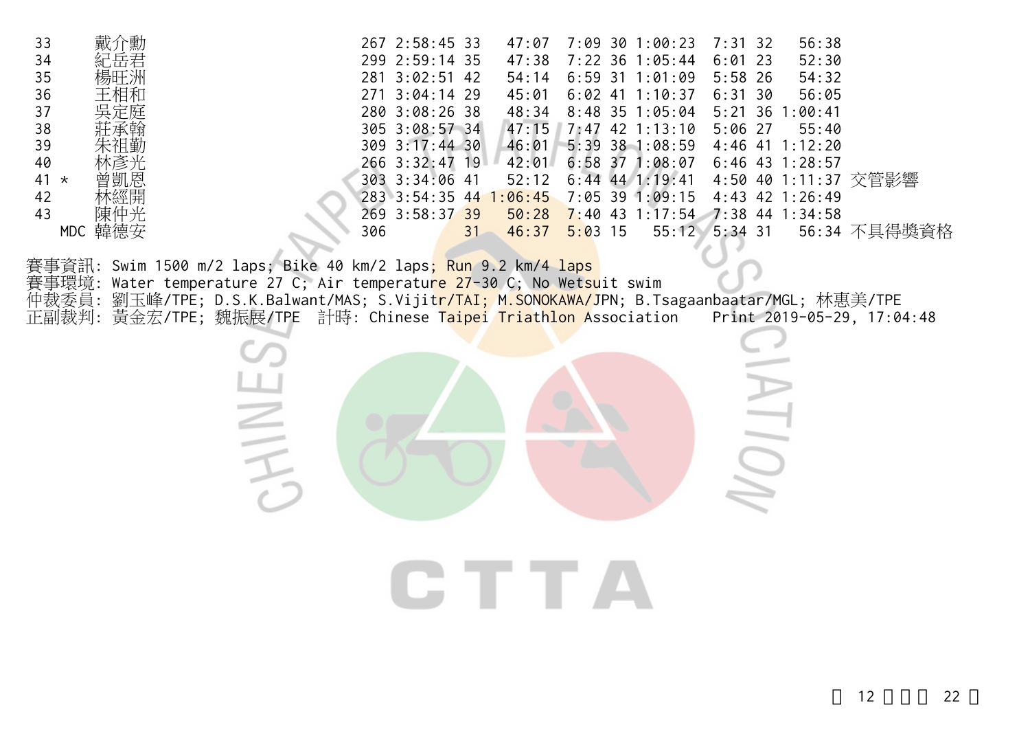| | | | | | | | | | | | | | |
|---|---|---|---|---|---|---|---|---|---|---|---|---|---|
| 33 | | 戴介勳 | 267 | 2:58:45 | 33 | 47:07 | 7:09 | 30 | 1:00:23 | 7:31 | 32 | 56:38 | |
| 34 | | 紀岳君 | 299 | 2:59:14 | 35 | 47:38 | 7:22 | 36 | 1:05:44 | 6:01 | 23 | 52:30 | |
| 35 | | 楊旺洲 | 281 | 3:02:51 | 42 | 54:14 | 6:59 | 31 | 1:01:09 | 5:58 | 26 | 54:32 | |
| 36 | | 王相和 | 271 | 3:04:14 | 29 | 45:01 | 6:02 | 41 | 1:10:37 | 6:31 | 30 | 56:05 | |
| 37 | | 吳定庭 | 280 | 3:08:26 | 38 | 48:34 | 8:48 | 35 | 1:05:04 | 5:21 | 36 | 1:00:41 | |
| 38 | | 莊承翰 | 305 | 3:08:57 | 34 | 47:15 | 7:47 | 42 | 1:13:10 | 5:06 | 27 | 55:40 | |
| 39 | | 朱祖勤 | 309 | 3:17:44 | 30 | 46:01 | 5:39 | 38 | 1:08:59 | 4:46 | 41 | 1:12:20 | |
| 40 | | 林彥光 | 266 | 3:32:47 | 19 | 42:01 | 6:58 | 37 | 1:08:07 | 6:46 | 43 | 1:28:57 | |
| 41 | * | 曾凱恩 | 303 | 3:34:06 | 41 | 52:12 | 6:44 | 44 | 1:19:41 | 4:50 | 40 | 1:11:37 | 交管影響 |
| 42 | | 林經開 | 283 | 3:54:35 | 44 | 1:06:45 | 7:05 | 39 | 1:09:15 | 4:43 | 42 | 1:26:49 | |
| 43 | | 陳仲光 | 269 | 3:58:37 | 39 | 50:28 | 7:40 | 43 | 1:17:54 | 7:38 | 44 | 1:34:58 | |
| | MDC | 韓德安 | 306 | | 31 | 46:37 | 5:03 | 15 | 55:12 | 5:34 | 31 | 56:34 | 不具得獎資格 |

賽事資訊: Swim 1500 m/2 laps; Bike 40 km/2 laps; Run 9.2 km/4 laps
賽事環境: Water temperature 27 C; Air temperature 27-30 C; No Wetsuit swim
仲裁委員: 劉玉峰/TPE; D.S.K.Balwant/MAS; S.Vijitr/TAI; M.SONOKAWA/JPN; B.Tsagaanbaatar/MGL; 林惠美/TPE
正副裁判: 黃金宏/TPE; 魏振展/TPE 計時: Chinese Taipei Triathlon Association Print 2019-05-29, 17:04:48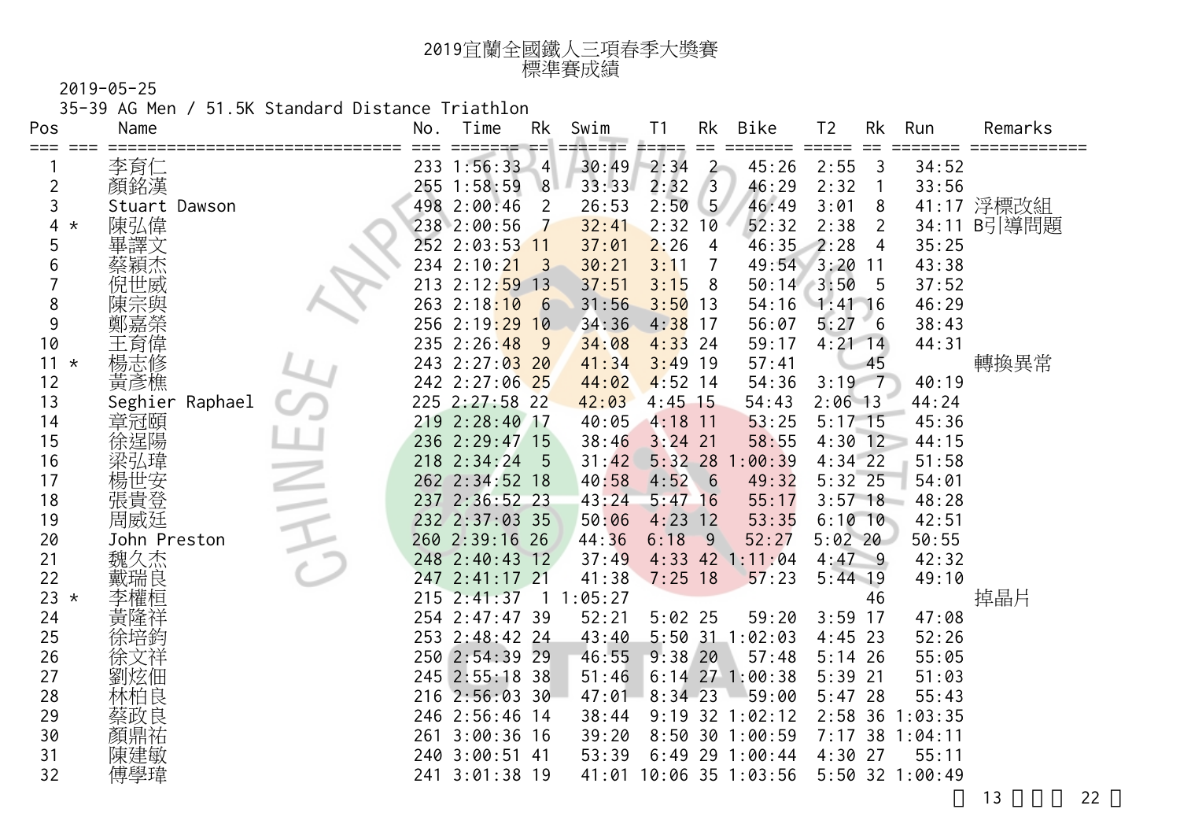# 2019宜蘭全國鐵人三項春季大獎賽
## 標準賽成績

2019-05-25

35-39 AG Men / 51.5K Standard Distance Triathlon

| Pos | | Name | No. | Time | Rk | Swim | T1 | Rk | Bike | T2 | Rk | Run | Remarks |
|---|---|---|---|---|---|---|---|---|---|---|---|---|---|
| 1 | | 李育仁 | 233 | 1:56:33 | 4 | 30:49 | 2:34 | 2 | 45:26 | 2:55 | 3 | 34:52 | |
| 2 | | 顏銘漢 | 255 | 1:58:59 | 8 | 33:33 | 2:32 | 3 | 46:29 | 2:32 | 1 | 33:56 | |
| 3 | | Stuart Dawson | 498 | 2:00:46 | 2 | 26:53 | 2:50 | 5 | 46:49 | 3:01 | 8 | 41:17 | 浮標改組 |
| 4 | * | 陳弘偉 | 238 | 2:00:56 | 7 | 32:41 | 2:32 | 10 | 52:32 | 2:38 | 2 | 34:11 | B引導問題 |
| 5 | | 畢譯文 | 252 | 2:03:53 | 11 | 37:01 | 2:26 | 4 | 46:35 | 2:28 | 4 | 35:25 | |
| 6 | | 蔡穎杰 | 234 | 2:10:21 | 3 | 30:21 | 3:11 | 7 | 49:54 | 3:20 | 11 | 43:38 | |
| 7 | | 倪世威 | 213 | 2:12:59 | 13 | 37:51 | 3:15 | 8 | 50:14 | 3:50 | 5 | 37:52 | |
| 8 | | 陳宗與 | 263 | 2:18:10 | 6 | 31:56 | 3:50 | 13 | 54:16 | 1:41 | 16 | 46:29 | |
| 9 | | 鄭嘉榮 | 256 | 2:19:29 | 10 | 34:36 | 4:38 | 17 | 56:07 | 5:27 | 6 | 38:43 | |
| 10 | | 王育偉 | 235 | 2:26:48 | 9 | 34:08 | 4:33 | 24 | 59:17 | 4:21 | 14 | 44:31 | |
| 11 | * | 楊志修 | 243 | 2:27:03 | 20 | 41:34 | 3:49 | 19 | 57:41 | | 45 | | 轉換異常 |
| 12 | | 黃彥樵 | 242 | 2:27:06 | 25 | 44:02 | 4:52 | 14 | 54:36 | 3:19 | 7 | 40:19 | |
| 13 | | Seghier Raphael | 225 | 2:27:58 | 22 | 42:03 | 4:45 | 15 | 54:43 | 2:06 | 13 | 44:24 | |
| 14 | | 章冠頤 | 219 | 2:28:40 | 17 | 40:05 | 4:18 | 11 | 53:25 | 5:17 | 15 | 45:36 | |
| 15 | | 徐逞陽 | 236 | 2:29:47 | 15 | 38:46 | 3:24 | 21 | 58:55 | 4:30 | 12 | 44:15 | |
| 16 | | 梁弘瑋 | 218 | 2:34:24 | 5 | 31:42 | 5:32 | 28 | 1:00:39 | 4:34 | 22 | 51:58 | |
| 17 | | 楊世安 | 262 | 2:34:52 | 18 | 40:58 | 4:52 | 6 | 49:32 | 5:32 | 25 | 54:01 | |
| 18 | | 張貴登 | 237 | 2:36:52 | 23 | 43:24 | 5:47 | 16 | 55:17 | 3:57 | 18 | 48:28 | |
| 19 | | 周威廷 | 232 | 2:37:03 | 35 | 50:06 | 4:23 | 12 | 53:35 | 6:10 | 10 | 42:51 | |
| 20 | | John Preston | 260 | 2:39:16 | 26 | 44:36 | 6:18 | 9 | 52:27 | 5:02 | 20 | 50:55 | |
| 21 | | 魏久杰 | 248 | 2:40:43 | 12 | 37:49 | 4:33 | 42 | 1:11:04 | 4:47 | 9 | 42:32 | |
| 22 | | 戴瑞良 | 247 | 2:41:17 | 21 | 41:38 | 7:25 | 18 | 57:23 | 5:44 | 19 | 49:10 | |
| 23 | * | 李權桓 | 215 | 2:41:37 | 1 | 1:05:27 | | | | | 46 | | 掉晶片 |
| 24 | | 黃隆祥 | 254 | 2:47:47 | 39 | 52:21 | 5:02 | 25 | 59:20 | 3:59 | 17 | 47:08 | |
| 25 | | 徐培鈞 | 253 | 2:48:42 | 24 | 43:40 | 5:50 | 31 | 1:02:03 | 4:45 | 23 | 52:26 | |
| 26 | | 徐文祥 | 250 | 2:54:39 | 29 | 46:55 | 9:38 | 20 | 57:48 | 5:14 | 26 | 55:05 | |
| 27 | | 劉炫佃 | 245 | 2:55:18 | 38 | 51:46 | 6:14 | 27 | 1:00:38 | 5:39 | 21 | 51:03 | |
| 28 | | 林柏良 | 216 | 2:56:03 | 30 | 47:01 | 8:34 | 23 | 59:00 | 5:47 | 28 | 55:43 | |
| 29 | | 蔡政良 | 246 | 2:56:46 | 14 | 38:44 | 9:19 | 32 | 1:02:12 | 2:58 | 36 | 1:03:35 | |
| 30 | | 顏鼎祐 | 261 | 3:00:36 | 16 | 39:20 | 8:50 | 30 | 1:00:59 | 7:17 | 38 | 1:04:11 | |
| 31 | | 陳建敏 | 240 | 3:00:51 | 41 | 53:39 | 6:49 | 29 | 1:00:44 | 4:30 | 27 | 55:11 | |
| 32 | | 傅學瑋 | 241 | 3:01:38 | 19 | 41:01 | 10:06 | 35 | 1:03:56 | 5:50 | 32 | 1:00:49 | |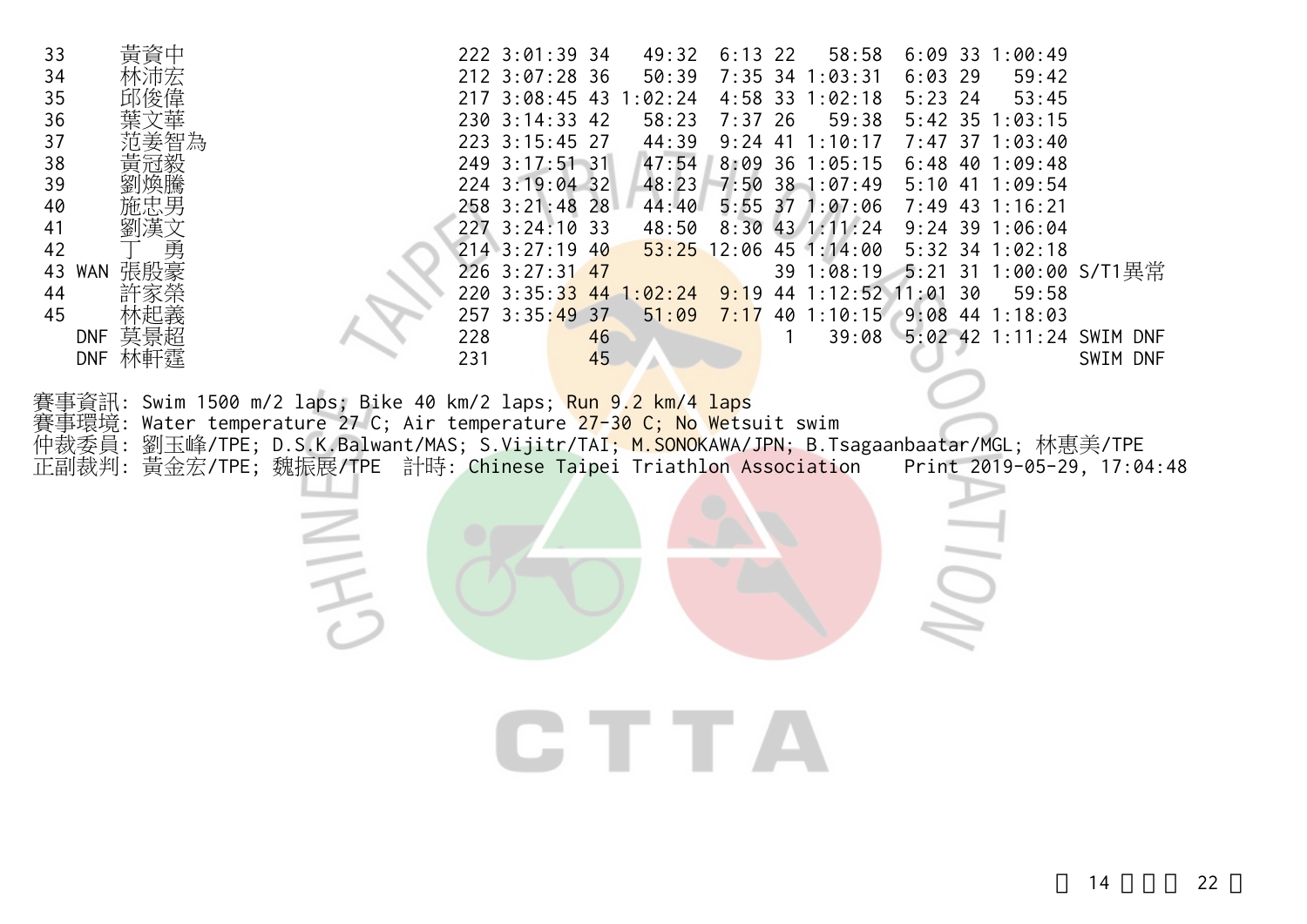| | | | | | | | | | | | | | |
|---|---|---|---|---|---|---|---|---|---|---|---|---|---|
| 33 | | 黃資中 | 222 | 3:01:39 | 34 | 49:32 | 6:13 | 22 | 58:58 | 6:09 | 33 | 1:00:49 | |
| 34 | | 林沛宏 | 212 | 3:07:28 | 36 | 50:39 | 7:35 | 34 | 1:03:31 | 6:03 | 29 | 59:42 | |
| 35 | | 邱俊偉 | 217 | 3:08:45 | 43 | 1:02:24 | 4:58 | 33 | 1:02:18 | 5:23 | 24 | 53:45 | |
| 36 | | 葉文華 | 230 | 3:14:33 | 42 | 58:23 | 7:37 | 26 | 59:38 | 5:42 | 35 | 1:03:15 | |
| 37 | | 范姜智為 | 223 | 3:15:45 | 27 | 44:39 | 9:24 | 41 | 1:10:17 | 7:47 | 37 | 1:03:40 | |
| 38 | | 黃冠毅 | 249 | 3:17:51 | 31 | 47:54 | 8:09 | 36 | 1:05:15 | 6:48 | 40 | 1:09:48 | |
| 39 | | 劉煥騰 | 224 | 3:19:04 | 32 | 48:23 | 7:50 | 38 | 1:07:49 | 5:10 | 41 | 1:09:54 | |
| 40 | | 施忠男 | 258 | 3:21:48 | 28 | 44:40 | 5:55 | 37 | 1:07:06 | 7:49 | 43 | 1:16:21 | |
| 41 | | 劉漢文 | 227 | 3:24:10 | 33 | 48:50 | 8:30 | 43 | 1:11:24 | 9:24 | 39 | 1:06:04 | |
| 42 | | 丁　勇 | 214 | 3:27:19 | 40 | 53:25 | 12:06 | 45 | 1:14:00 | 5:32 | 34 | 1:02:18 | |
| 43 | WAN | 張殷豪 | 226 | 3:27:31 | 47 | | | 39 | 1:08:19 | 5:21 | 31 | 1:00:00 | S/T1異常 |
| 44 | | 許家榮 | 220 | 3:35:33 | 44 | 1:02:24 | 9:19 | 44 | 1:12:52 | 11:01 | 30 | 59:58 | |
| 45 | | 林起義 | 257 | 3:35:49 | 37 | 51:09 | 7:17 | 40 | 1:10:15 | 9:08 | 44 | 1:18:03 | |
| | DNF | 莫景超 | 228 | | 46 | | | 1 | 39:08 | 5:02 | 42 | 1:11:24 | SWIM DNF |
| | DNF | 林軒霆 | 231 | | 45 | | | | | | | | SWIM DNF |

賽事資訊: Swim 1500 m/2 laps; Bike 40 km/2 laps; Run 9.2 km/4 laps
賽事環境: Water temperature 27 C; Air temperature 27-30 C; No Wetsuit swim
仲裁委員: 劉玉峰/TPE; D.S.K.Balwant/MAS; S.Vijitr/TAI; M.SONOKAWA/JPN; B.Tsagaanbaatar/MGL; 林惠美/TPE
正副裁判: 黃金宏/TPE; 魏振展/TPE 計時: Chinese Taipei Triathlon Association Print 2019-05-29, 17:04:48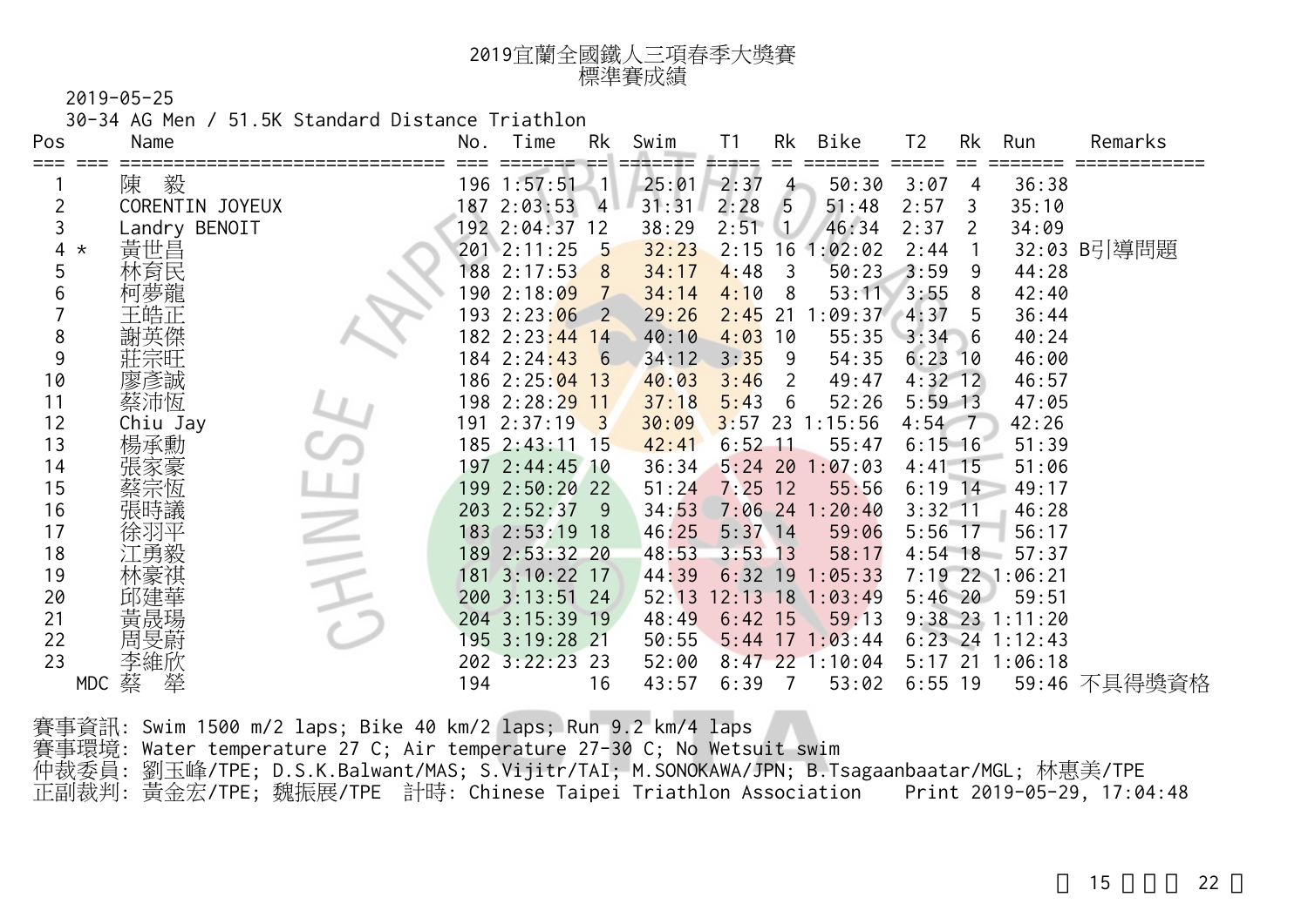# 2019宜蘭全國鐵人三項春季大獎賽
## 標準賽成績

2019-05-25

30-34 AG Men / 51.5K Standard Distance Triathlon

| Pos | | Name | No. | Time | Rk | Swim | T1 | Rk | Bike | T2 | Rk | Run | Remarks |
|---|---|---|---|---|---|---|---|---|---|---|---|---|---|
| 1 | | 陳 毅 | 196 | 1:57:51 | 1 | 25:01 | 2:37 | 4 | 50:30 | 3:07 | 4 | 36:38 | |
| 2 | | CORENTIN JOYEUX | 187 | 2:03:53 | 4 | 31:31 | 2:28 | 5 | 51:48 | 2:57 | 3 | 35:10 | |
| 3 | | Landry BENOIT | 192 | 2:04:37 | 12 | 38:29 | 2:51 | 1 | 46:34 | 2:37 | 2 | 34:09 | |
| 4 | * | 黃世昌 | 201 | 2:11:25 | 5 | 32:23 | 2:15 | 16 | 1:02:02 | 2:44 | 1 | 32:03 | B引導問題 |
| 5 | | 林育民 | 188 | 2:17:53 | 8 | 34:17 | 4:48 | 3 | 50:23 | 3:59 | 9 | 44:28 | |
| 6 | | 柯夢龍 | 190 | 2:18:09 | 7 | 34:14 | 4:10 | 8 | 53:11 | 3:55 | 8 | 42:40 | |
| 7 | | 王皓正 | 193 | 2:23:06 | 2 | 29:26 | 2:45 | 21 | 1:09:37 | 4:37 | 5 | 36:44 | |
| 8 | | 謝英傑 | 182 | 2:23:44 | 14 | 40:10 | 4:03 | 10 | 55:35 | 3:34 | 6 | 40:24 | |
| 9 | | 莊宗旺 | 184 | 2:24:43 | 6 | 34:12 | 3:35 | 9 | 54:35 | 6:23 | 10 | 46:00 | |
| 10 | | 廖彥誠 | 186 | 2:25:04 | 13 | 40:03 | 3:46 | 2 | 49:47 | 4:32 | 12 | 46:57 | |
| 11 | | 蔡沛恆 | 198 | 2:28:29 | 11 | 37:18 | 5:43 | 6 | 52:26 | 5:59 | 13 | 47:05 | |
| 12 | | Chiu Jay | 191 | 2:37:19 | 3 | 30:09 | 3:57 | 23 | 1:15:56 | 4:54 | 7 | 42:26 | |
| 13 | | 楊承勳 | 185 | 2:43:11 | 15 | 42:41 | 6:52 | 11 | 55:47 | 6:15 | 16 | 51:39 | |
| 14 | | 張家豪 | 197 | 2:44:45 | 10 | 36:34 | 5:24 | 20 | 1:07:03 | 4:41 | 15 | 51:06 | |
| 15 | | 蔡宗恆 | 199 | 2:50:20 | 22 | 51:24 | 7:25 | 12 | 55:56 | 6:19 | 14 | 49:17 | |
| 16 | | 張時議 | 203 | 2:52:37 | 9 | 34:53 | 7:06 | 24 | 1:20:40 | 3:32 | 11 | 46:28 | |
| 17 | | 徐羽平 | 183 | 2:53:19 | 18 | 46:25 | 5:37 | 14 | 59:06 | 5:56 | 17 | 56:17 | |
| 18 | | 江勇毅 | 189 | 2:53:32 | 20 | 48:53 | 3:53 | 13 | 58:17 | 4:54 | 18 | 57:37 | |
| 19 | | 林豪祺 | 181 | 3:10:22 | 17 | 44:39 | 6:32 | 19 | 1:05:33 | 7:19 | 22 | 1:06:21 | |
| 20 | | 邱建華 | 200 | 3:13:51 | 24 | 52:13 | 12:13 | 18 | 1:03:49 | 5:46 | 20 | 59:51 | |
| 21 | | 黃晟瑒 | 204 | 3:15:39 | 19 | 48:49 | 6:42 | 15 | 59:13 | 9:38 | 23 | 1:11:20 | |
| 22 | | 周旻蔚 | 195 | 3:19:28 | 21 | 50:55 | 5:44 | 17 | 1:03:44 | 6:23 | 24 | 1:12:43 | |
| 23 | | 李維欣 | 202 | 3:22:23 | 23 | 52:00 | 8:47 | 22 | 1:10:04 | 5:17 | 21 | 1:06:18 | |
| | MDC | 蔡 犖 | 194 | | 16 | 43:57 | 6:39 | 7 | 53:02 | 6:55 | 19 | 59:46 | 不具得獎資格 |

賽事資訊: Swim 1500 m/2 laps; Bike 40 km/2 laps; Run 9.2 km/4 laps
賽事環境: Water temperature 27 C; Air temperature 27-30 C; No Wetsuit swim
仲裁委員: 劉玉峰/TPE; D.S.K.Balwant/MAS; S.Vijitr/TAI; M.SONOKAWA/JPN; B.Tsagaanbaatar/MGL; 林惠美/TPE
正副裁判: 黃金宏/TPE; 魏振展/TPE 計時: Chinese Taipei Triathlon Association Print 2019-05-29, 17:04:48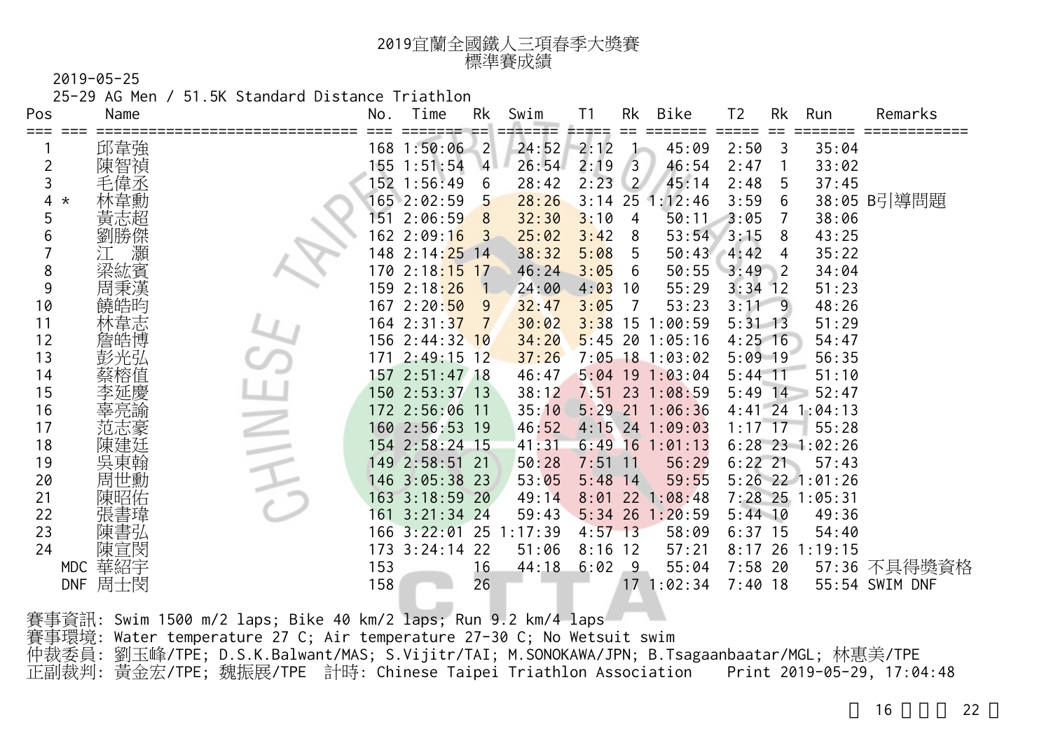# 2019宜蘭全國鐵人三項春季大獎賽

## 標準賽成績

2019-05-25

25-29 AG Men / 51.5K Standard Distance Triathlon

| Pos | | Name | No. | Time | Rk | Swim | T1 | Rk | Bike | T2 | Rk | Run | Remarks |
|---|---|---|---|---|---|---|---|---|---|---|---|---|---|
| 1 | | 邱韋強 | 168 | 1:50:06 | 2 | 24:52 | 2:12 | 1 | 45:09 | 2:50 | 3 | 35:04 | |
| 2 | | 陳智禎 | 155 | 1:51:54 | 4 | 26:54 | 2:19 | 3 | 46:54 | 2:47 | 1 | 33:02 | |
| 3 | | 毛偉丞 | 152 | 1:56:49 | 6 | 28:42 | 2:23 | 2 | 45:14 | 2:48 | 5 | 37:45 | |
| 4 | * | 林韋勳 | 165 | 2:02:59 | 5 | 28:26 | 3:14 | 25 | 1:12:46 | 3:59 | 6 | 38:05 | B引導問題 |
| 5 | | 黃志超 | 151 | 2:06:59 | 8 | 32:30 | 3:10 | 4 | 50:11 | 3:05 | 7 | 38:06 | |
| 6 | | 劉勝傑 | 162 | 2:09:16 | 3 | 25:02 | 3:42 | 8 | 53:54 | 3:15 | 8 | 43:25 | |
| 7 | | 江 灝 | 148 | 2:14:25 | 14 | 38:32 | 5:08 | 5 | 50:43 | 4:42 | 4 | 35:22 | |
| 8 | | 梁紘賓 | 170 | 2:18:15 | 17 | 46:24 | 3:05 | 6 | 50:55 | 3:49 | 2 | 34:04 | |
| 9 | | 周秉漢 | 159 | 2:18:26 | 1 | 24:00 | 4:03 | 10 | 55:29 | 3:34 | 12 | 51:23 | |
| 10 | | 饒皓昀 | 167 | 2:20:50 | 9 | 32:47 | 3:05 | 7 | 53:23 | 3:11 | 9 | 48:26 | |
| 11 | | 林韋志 | 164 | 2:31:37 | 7 | 30:02 | 3:38 | 15 | 1:00:59 | 5:31 | 13 | 51:29 | |
| 12 | | 詹皓博 | 156 | 2:44:32 | 10 | 34:20 | 5:45 | 20 | 1:05:16 | 4:25 | 16 | 54:47 | |
| 13 | | 彭光弘 | 171 | 2:49:15 | 12 | 37:26 | 7:05 | 18 | 1:03:02 | 5:09 | 19 | 56:35 | |
| 14 | | 蔡榕值 | 157 | 2:51:47 | 18 | 46:47 | 5:04 | 19 | 1:03:04 | 5:44 | 11 | 51:10 | |
| 15 | | 李延慶 | 150 | 2:53:37 | 13 | 38:12 | 7:51 | 23 | 1:08:59 | 5:49 | 14 | 52:47 | |
| 16 | | 辜亮諭 | 172 | 2:56:06 | 11 | 35:10 | 5:29 | 21 | 1:06:36 | 4:41 | 24 | 1:04:13 | |
| 17 | | 范志豪 | 160 | 2:56:53 | 19 | 46:52 | 4:15 | 24 | 1:09:03 | 1:17 | 17 | 55:28 | |
| 18 | | 陳建廷 | 154 | 2:58:24 | 15 | 41:31 | 6:49 | 16 | 1:01:13 | 6:28 | 23 | 1:02:26 | |
| 19 | | 吳東翰 | 149 | 2:58:51 | 21 | 50:28 | 7:51 | 11 | 56:29 | 6:22 | 21 | 57:43 | |
| 20 | | 周世勳 | 146 | 3:05:38 | 23 | 53:05 | 5:48 | 14 | 59:55 | 5:26 | 22 | 1:01:26 | |
| 21 | | 陳昭佑 | 163 | 3:18:59 | 20 | 49:14 | 8:01 | 22 | 1:08:48 | 7:28 | 25 | 1:05:31 | |
| 22 | | 張書瑋 | 161 | 3:21:34 | 24 | 59:43 | 5:34 | 26 | 1:20:59 | 5:44 | 10 | 49:36 | |
| 23 | | 陳書弘 | 166 | 3:22:01 | 25 | 1:17:39 | 4:57 | 13 | 58:09 | 6:37 | 15 | 54:40 | |
| 24 | | 陳宣閔 | 173 | 3:24:14 | 22 | 51:06 | 8:16 | 12 | 57:21 | 8:17 | 26 | 1:19:15 | |
| | MDC | 華紹宇 | 153 | | 16 | 44:18 | 6:02 | 9 | 55:04 | 7:58 | 20 | 57:36 | 不具得獎資格 |
| | DNF | 周士閔 | 158 | | 26 | | | 17 | 1:02:34 | 7:40 | 18 | 55:54 | SWIM DNF |

賽事資訊: Swim 1500 m/2 laps; Bike 40 km/2 laps; Run 9.2 km/4 laps

賽事環境: Water temperature 27 C; Air temperature 27-30 C; No Wetsuit swim

仲裁委員: 劉玉峰/TPE; D.S.K.Balwant/MAS; S.Vijitr/TAI; M.SONOKAWA/JPN; B.Tsagaanbaatar/MGL; 林惠美/TPE

正副裁判: 黃金宏/TPE; 魏振展/TPE 計時: Chinese Taipei Triathlon Association Print 2019-05-29, 17:04:48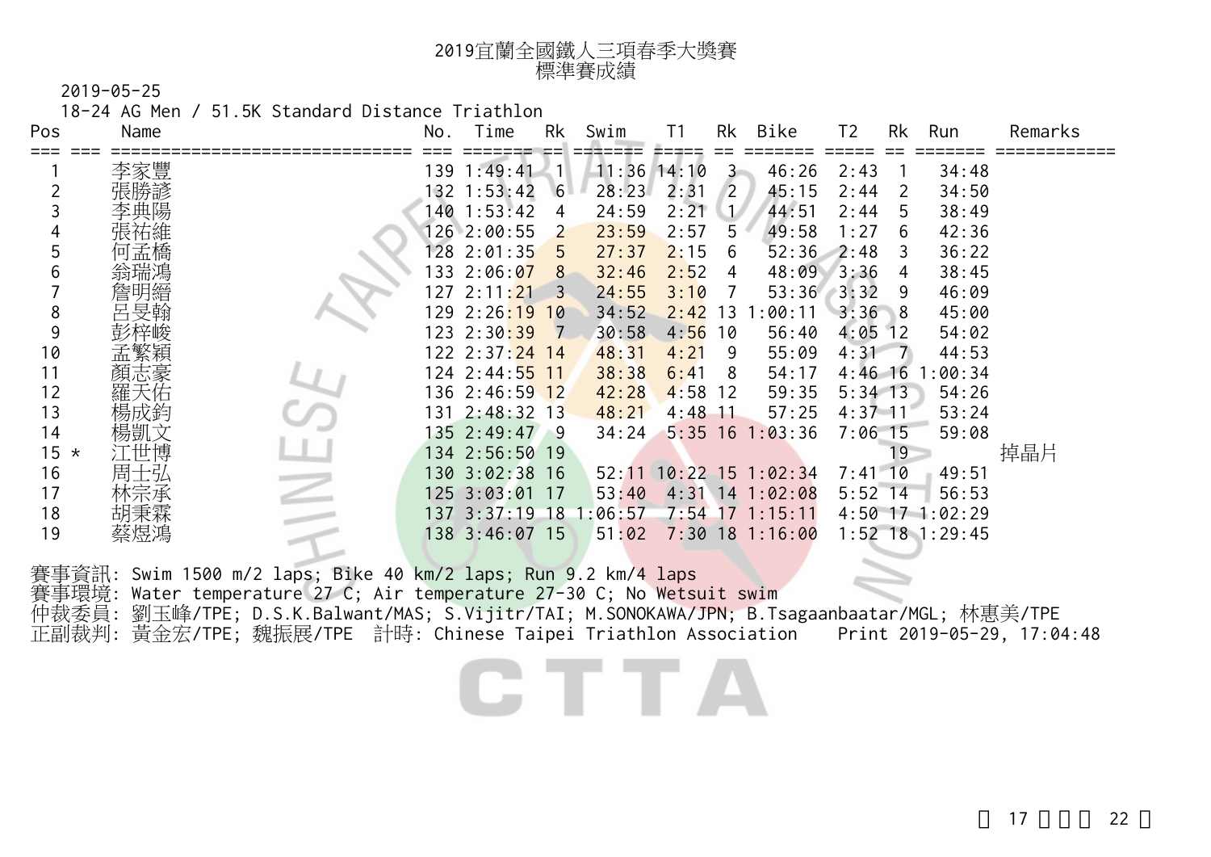# 2019宜蘭全國鐵人三項春季大獎賽
## 標準賽成績

2019-05-25

18-24 AG Men / 51.5K Standard Distance Triathlon

| Pos | | Name | No. | Time | Rk | Swim | T1 | Rk | Bike | T2 | Rk | Run | Remarks |
|---|---|---|---|---|---|---|---|---|---|---|---|---|---|
| 1 | | 李家豐 | 139 | 1:49:41 | 1 | 11:36 | 14:10 | 3 | 46:26 | 2:43 | 1 | 34:48 | |
| 2 | | 張勝諺 | 132 | 1:53:42 | 6 | 28:23 | 2:31 | 2 | 45:15 | 2:44 | 2 | 34:50 | |
| 3 | | 李典陽 | 140 | 1:53:42 | 4 | 24:59 | 2:21 | 1 | 44:51 | 2:44 | 5 | 38:49 | |
| 4 | | 張祐維 | 126 | 2:00:55 | 2 | 23:59 | 2:57 | 5 | 49:58 | 1:27 | 6 | 42:36 | |
| 5 | | 何孟橋 | 128 | 2:01:35 | 5 | 27:37 | 2:15 | 6 | 52:36 | 2:48 | 3 | 36:22 | |
| 6 | | 翁瑞鴻 | 133 | 2:06:07 | 8 | 32:46 | 2:52 | 4 | 48:09 | 3:36 | 4 | 38:45 | |
| 7 | | 詹明縉 | 127 | 2:11:21 | 3 | 24:55 | 3:10 | 7 | 53:36 | 3:32 | 9 | 46:09 | |
| 8 | | 呂旻翰 | 129 | 2:26:19 | 10 | 34:52 | 2:42 | 13 | 1:00:11 | 3:36 | 8 | 45:00 | |
| 9 | | 彭梓峻 | 123 | 2:30:39 | 7 | 30:58 | 4:56 | 10 | 56:40 | 4:05 | 12 | 54:02 | |
| 10 | | 孟繁穎 | 122 | 2:37:24 | 14 | 48:31 | 4:21 | 9 | 55:09 | 4:31 | 7 | 44:53 | |
| 11 | | 顏志豪 | 124 | 2:44:55 | 11 | 38:38 | 6:41 | 8 | 54:17 | 4:46 | 16 | 1:00:34 | |
| 12 | | 羅天佑 | 136 | 2:46:59 | 12 | 42:28 | 4:58 | 12 | 59:35 | 5:34 | 13 | 54:26 | |
| 13 | | 楊成鈞 | 131 | 2:48:32 | 13 | 48:21 | 4:48 | 11 | 57:25 | 4:37 | 11 | 53:24 | |
| 14 | | 楊凱文 | 135 | 2:49:47 | 9 | 34:24 | 5:35 | 16 | 1:03:36 | 7:06 | 15 | 59:08 | |
| 15 | * | 江世博 | 134 | 2:56:50 | 19 | | | | | | 19 | | 掉晶片 |
| 16 | | 周士弘 | 130 | 3:02:38 | 16 | 52:11 | 10:22 | 15 | 1:02:34 | 7:41 | 10 | 49:51 | |
| 17 | | 林宗承 | 125 | 3:03:01 | 17 | 53:40 | 4:31 | 14 | 1:02:08 | 5:52 | 14 | 56:53 | |
| 18 | | 胡秉霖 | 137 | 3:37:19 | 18 | 1:06:57 | 7:54 | 17 | 1:15:11 | 4:50 | 17 | 1:02:29 | |
| 19 | | 蔡煜鴻 | 138 | 3:46:07 | 15 | 51:02 | 7:30 | 18 | 1:16:00 | 1:52 | 18 | 1:29:45 | |

賽事資訊: Swim 1500 m/2 laps; Bike 40 km/2 laps; Run 9.2 km/4 laps
賽事環境: Water temperature 27 C; Air temperature 27-30 C; No Wetsuit swim
仲裁委員: 劉玉峰/TPE; D.S.K.Balwant/MAS; S.Vijitr/TAI; M.SONOKAWA/JPN; B.Tsagaanbaatar/MGL; 林惠美/TPE
正副裁判: 黃金宏/TPE; 魏振展/TPE 計時: Chinese Taipei Triathlon Association Print 2019-05-29, 17:04:48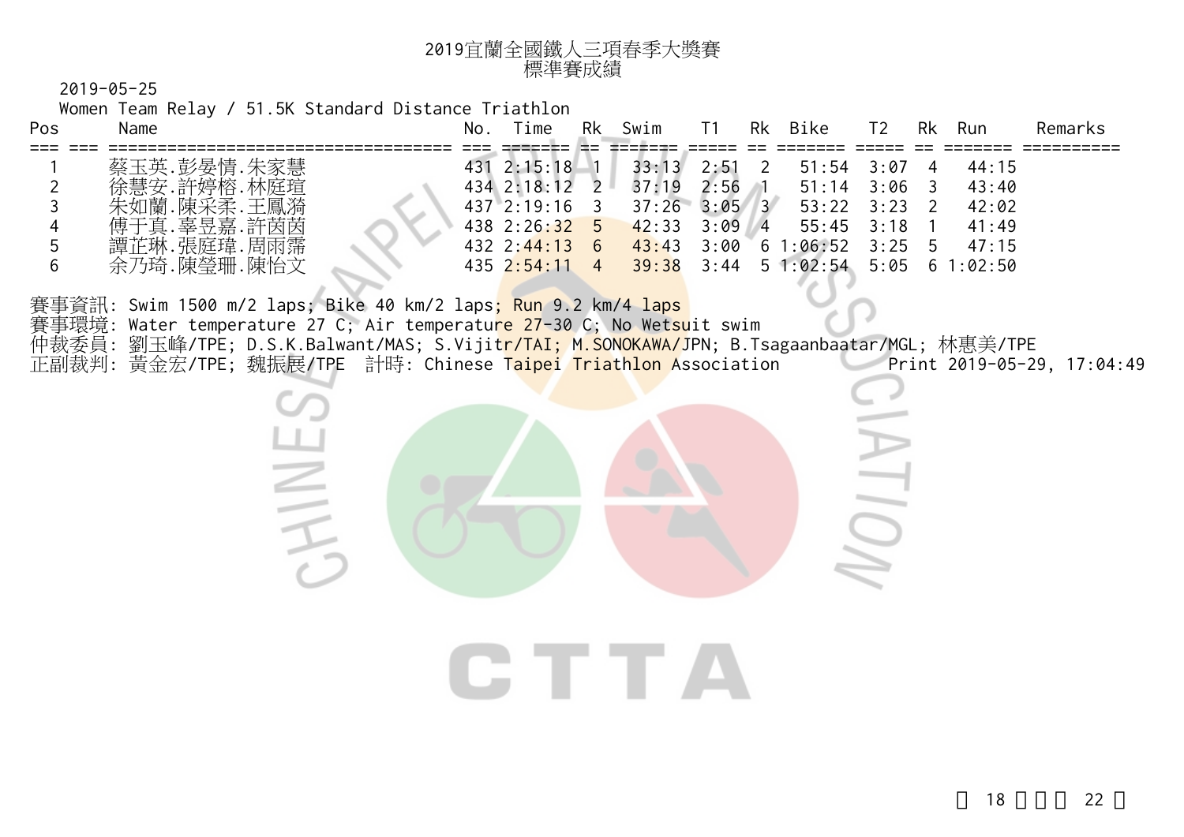# 2019宜蘭全國鐵人三項春季大獎賽
## 標準賽成績

2019-05-25

Women Team Relay / 51.5K Standard Distance Triathlon

| Pos | | Name | No. | Time | Rk | Swim | T1 | Rk | Bike | T2 | Rk | Run | Remarks |
|---|---|---|---|---|---|---|---|---|---|---|---|---|---|
| 1 | | 蔡玉英.彭晏情.朱家慧 | 431 | 2:15:18 | 1 | 33:13 | 2:51 | 2 | 51:54 | 3:07 | 4 | 44:15 | |
| 2 | | 徐慧安.許婷榕.林庭瑄 | 434 | 2:18:12 | 2 | 37:19 | 2:56 | 1 | 51:14 | 3:06 | 3 | 43:40 | |
| 3 | | 朱如蘭.陳采柔.王鳳漪 | 437 | 2:19:16 | 3 | 37:26 | 3:05 | 3 | 53:22 | 3:23 | 2 | 42:02 | |
| 4 | | 傅于真.辜昱嘉.許茵茵 | 438 | 2:26:32 | 5 | 42:33 | 3:09 | 4 | 55:45 | 3:18 | 1 | 41:49 | |
| 5 | | 譚芷琳.張庭瑋.周雨霈 | 432 | 2:44:13 | 6 | 43:43 | 3:00 | 6 | 1:06:52 | 3:25 | 5 | 47:15 | |
| 6 | | 余乃琦.陳瑩珊.陳怡文 | 435 | 2:54:11 | 4 | 39:38 | 3:44 | 5 | 1:02:54 | 5:05 | 6 | 1:02:50 | |

賽事資訊: Swim 1500 m/2 laps; Bike 40 km/2 laps; Run 9.2 km/4 laps
賽事環境: Water temperature 27 C; Air temperature 27-30 C; No Wetsuit swim
仲裁委員: 劉玉峰/TPE; D.S.K.Balwant/MAS; S.Vijitr/TAI; M.SONOKAWA/JPN; B.Tsagaanbaatar/MGL; 林惠美/TPE
正副裁判: 黃金宏/TPE; 魏振展/TPE 計時: Chinese Taipei Triathlon Association Print 2019-05-29, 17:04:49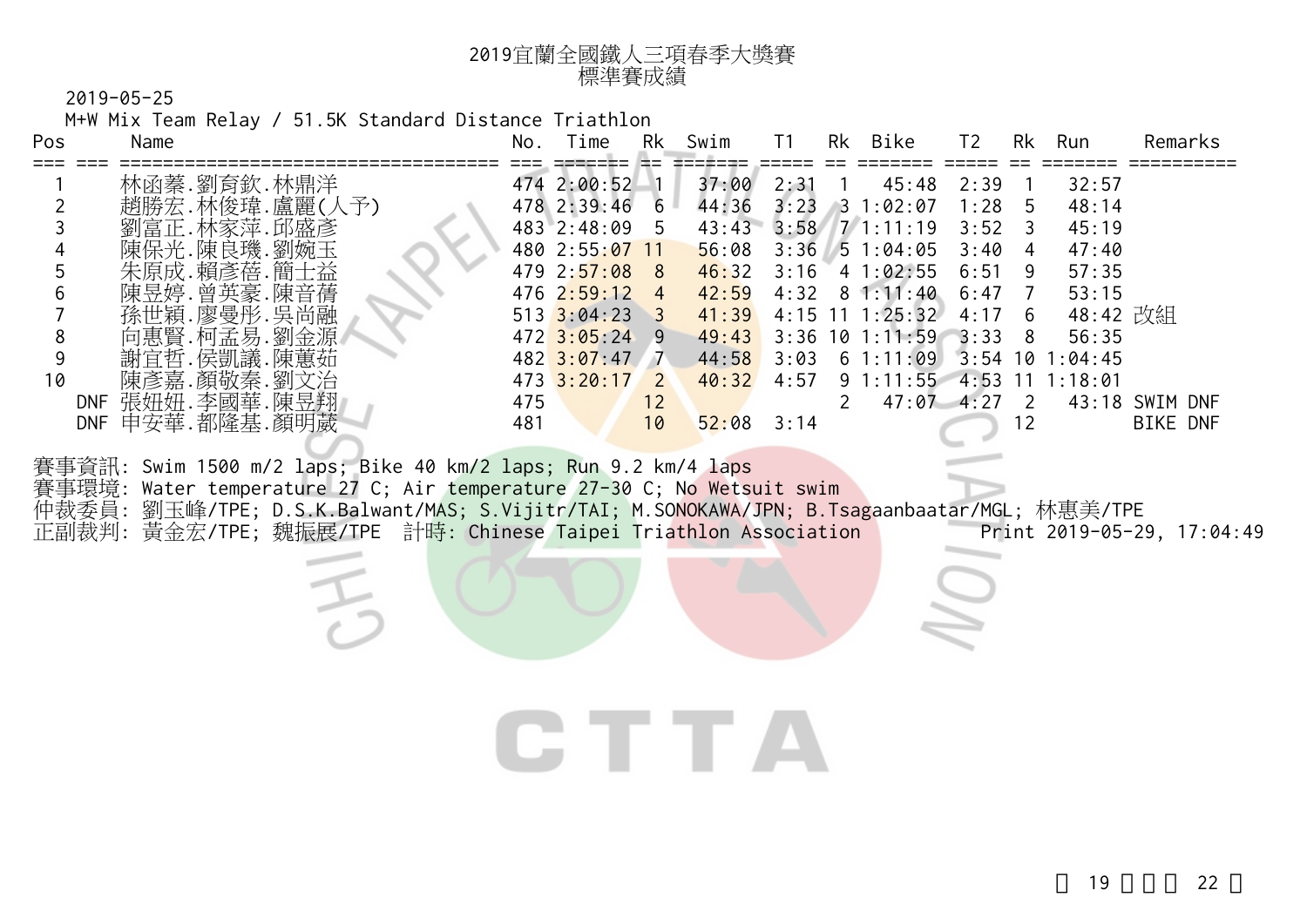# 2019宜蘭全國鐵人三項春季大獎賽
## 標準賽成績

2019-05-25

M+W Mix Team Relay / 51.5K Standard Distance Triathlon

| Pos | | Name | No. | Time | Rk | Swim | T1 | Rk | Bike | T2 | Rk | Run | Remarks |
|---|---|---|---|---|---|---|---|---|---|---|---|---|---|
| 1 | | 林函蓁.劉育欽.林鼎洋 | 474 | 2:00:52 | 1 | 37:00 | 2:31 | 1 | 45:48 | 2:39 | 1 | 32:57 | |
| 2 | | 趙勝宏.林俊瑋.盧麗(人予) | 478 | 2:39:46 | 6 | 44:36 | 3:23 | 3 | 1:02:07 | 1:28 | 5 | 48:14 | |
| 3 | | 劉富正.林家萍.邱盛彥 | 483 | 2:48:09 | 5 | 43:43 | 3:58 | 7 | 1:11:19 | 3:52 | 3 | 45:19 | |
| 4 | | 陳保光.陳良璣.劉婉玉 | 480 | 2:55:07 | 11 | 56:08 | 3:36 | 5 | 1:04:05 | 3:40 | 4 | 47:40 | |
| 5 | | 朱原成.賴彥蓓.簡士益 | 479 | 2:57:08 | 8 | 46:32 | 3:16 | 4 | 1:02:55 | 6:51 | 9 | 57:35 | |
| 6 | | 陳昱婷.曾英豪.陳音蒨 | 476 | 2:59:12 | 4 | 42:59 | 4:32 | 8 | 1:11:40 | 6:47 | 7 | 53:15 | |
| 7 | | 孫世穎.廖曼彤.吳尚融 | 513 | 3:04:23 | 3 | 41:39 | 4:15 | 11 | 1:25:32 | 4:17 | 6 | 48:42 | 改組 |
| 8 | | 向惠賢.柯孟易.劉金源 | 472 | 3:05:24 | 9 | 49:43 | 3:36 | 10 | 1:11:59 | 3:33 | 8 | 56:35 | |
| 9 | | 謝宜哲.侯凱議.陳蕙茹 | 482 | 3:07:47 | 7 | 44:58 | 3:03 | 6 | 1:11:09 | 3:54 | 10 | 1:04:45 | |
| 10 | | 陳彥嘉.顏敬秦.劉文治 | 473 | 3:20:17 | 2 | 40:32 | 4:57 | 9 | 1:11:55 | 4:53 | 11 | 1:18:01 | |
| | DNF | 張妞妞.李國華.陳昱翔 | 475 | | 12 | | | 2 | 47:07 | 4:27 | 2 | 43:18 | SWIM DNF |
| | DNF | 申安華.都隆基.顏明葳 | 481 | | 10 | 52:08 | 3:14 | | | | 12 | | BIKE DNF |

賽事資訊: Swim 1500 m/2 laps; Bike 40 km/2 laps; Run 9.2 km/4 laps

賽事環境: Water temperature 27 C; Air temperature 27-30 C; No Wetsuit swim

仲裁委員: 劉玉峰/TPE; D.S.K.Balwant/MAS; S.Vijitr/TAI; M.SONOKAWA/JPN; B.Tsagaanbaatar/MGL; 林惠美/TPE

正副裁判: 黃金宏/TPE; 魏振展/TPE 計時: Chinese Taipei Triathlon Association Print 2019-05-29, 17:04:49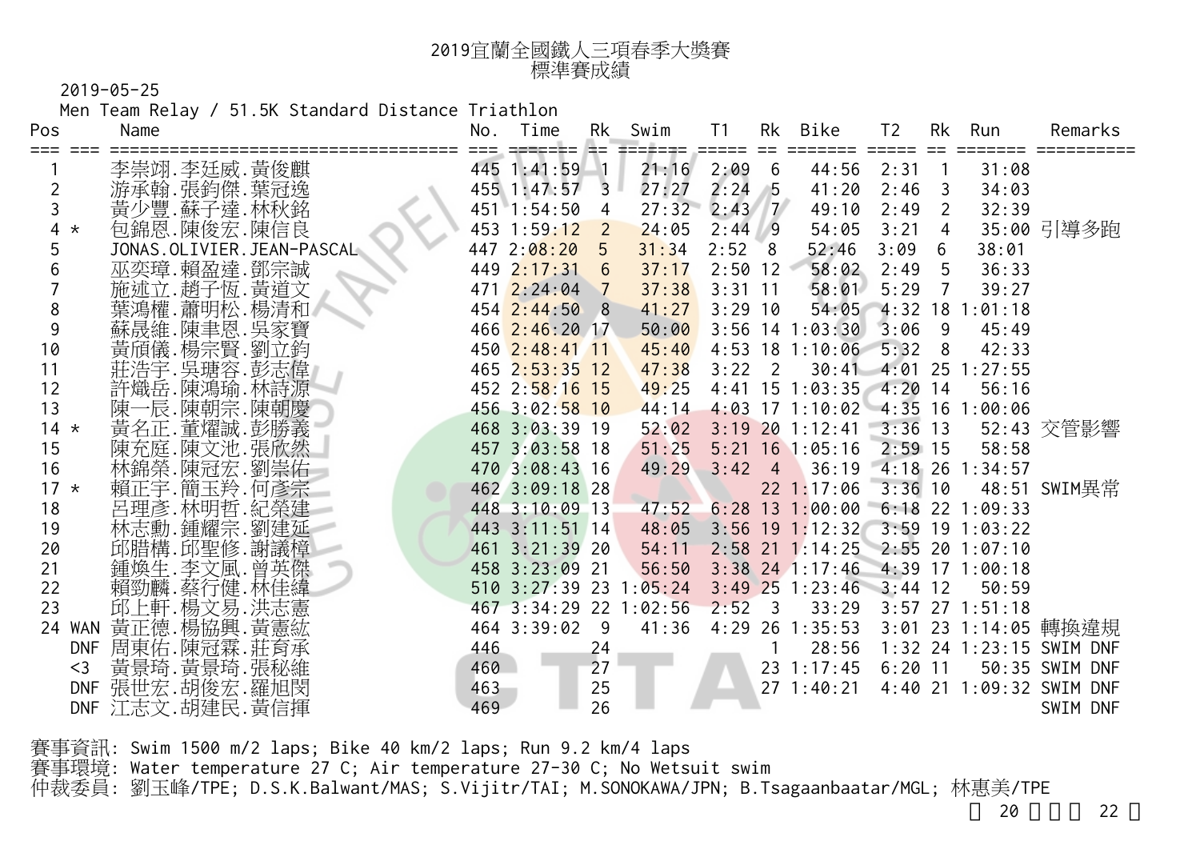# 2019宜蘭全國鐵人三項春季大獎賽
## 標準賽成績

2019-05-25

Men Team Relay / 51.5K Standard Distance Triathlon

| Pos | | Name | No. | Time | Rk | Swim | T1 | Rk | Bike | T2 | Rk | Run | Remarks |
|---|---|---|---|---|---|---|---|---|---|---|---|---|---|
| 1 | | 李崇翊.李廷威.黃俊麒 | 445 | 1:41:59 | 1 | 21:16 | 2:09 | 6 | 44:56 | 2:31 | 1 | 31:08 | |
| 2 | | 游承翰.張鈞傑.葉冠逸 | 455 | 1:47:57 | 3 | 27:27 | 2:24 | 5 | 41:20 | 2:46 | 3 | 34:03 | |
| 3 | | 黃少豐.蘇子達.林秋銘 | 451 | 1:54:50 | 4 | 27:32 | 2:43 | 7 | 49:10 | 2:49 | 2 | 32:39 | |
| 4 | * | 包錦恩.陳俊宏.陳信良 | 453 | 1:59:12 | 2 | 24:05 | 2:44 | 9 | 54:05 | 3:21 | 4 | 35:00 | 引導多跑 |
| 5 | | JONAS.OLIVIER.JEAN-PASCAL | 447 | 2:08:20 | 5 | 31:34 | 2:52 | 8 | 52:46 | 3:09 | 6 | 38:01 | |
| 6 | | 巫奕璋.賴盈達.鄧宗誠 | 449 | 2:17:31 | 6 | 37:17 | 2:50 | 12 | 58:02 | 2:49 | 5 | 36:33 | |
| 7 | | 施述立.趙子恆.黃道文 | 471 | 2:24:04 | 7 | 37:38 | 3:31 | 11 | 58:01 | 5:29 | 7 | 39:27 | |
| 8 | | 葉鴻權.蕭明松.楊清和 | 454 | 2:44:50 | 8 | 41:27 | 3:29 | 10 | 54:05 | 4:32 | 18 | 1:01:18 | |
| 9 | | 蘇晟維.陳聿恩.吳家寶 | 466 | 2:46:20 | 17 | 50:00 | 3:56 | 14 | 1:03:30 | 3:06 | 9 | 45:49 | |
| 10 | | 黃頎儀.楊宗賢.劉立鈞 | 450 | 2:48:41 | 11 | 45:40 | 4:53 | 18 | 1:10:06 | 5:32 | 8 | 42:33 | |
| 11 | | 莊浩宇.吳瑭容.彭志偉 | 465 | 2:53:35 | 12 | 47:38 | 3:22 | 2 | 30:41 | 4:01 | 25 | 1:27:55 | |
| 12 | | 許熾岳.陳鴻瑜.林詩源 | 452 | 2:58:16 | 15 | 49:25 | 4:41 | 15 | 1:03:35 | 4:20 | 14 | 56:16 | |
| 13 | | 陳一辰.陳朝宗.陳朝慶 | 456 | 3:02:58 | 10 | 44:14 | 4:03 | 17 | 1:10:02 | 4:35 | 16 | 1:00:06 | |
| 14 | * | 黃名正.董燿誠.彭勝義 | 468 | 3:03:39 | 19 | 52:02 | 3:19 | 20 | 1:12:41 | 3:36 | 13 | 52:43 | 交管影響 |
| 15 | | 陳充庭.陳文池.張欣然 | 457 | 3:03:58 | 18 | 51:25 | 5:21 | 16 | 1:05:16 | 2:59 | 15 | 58:58 | |
| 16 | | 林錦榮.陳冠宏.劉崇佑 | 470 | 3:08:43 | 16 | 49:29 | 3:42 | 4 | 36:19 | 4:18 | 26 | 1:34:57 | |
| 17 | * | 賴正宇.簡玉羚.何彥宗 | 462 | 3:09:18 | 28 | | | 22 | 1:17:06 | 3:36 | 10 | 48:51 | SWIM異常 |
| 18 | | 呂理彥.林明哲.紀榮建 | 448 | 3:10:09 | 13 | 47:52 | 6:28 | 13 | 1:00:00 | 6:18 | 22 | 1:09:33 | |
| 19 | | 林志勳.鍾耀宗.劉建延 | 443 | 3:11:51 | 14 | 48:05 | 3:56 | 19 | 1:12:32 | 3:59 | 19 | 1:03:22 | |
| 20 | | 邱腊構.邱聖修.謝議樟 | 461 | 3:21:39 | 20 | 54:11 | 2:58 | 21 | 1:14:25 | 2:55 | 20 | 1:07:10 | |
| 21 | | 鍾煥生.李文風.曾英傑 | 458 | 3:23:09 | 21 | 56:50 | 3:38 | 24 | 1:17:46 | 4:39 | 17 | 1:00:18 | |
| 22 | | 賴勁麟.蔡行健.林佳緯 | 510 | 3:27:39 | 23 | 1:05:24 | 3:49 | 25 | 1:23:46 | 3:44 | 12 | 50:59 | |
| 23 | | 邱上軒.楊文易.洪志憲 | 467 | 3:34:29 | 22 | 1:02:56 | 2:52 | 3 | 33:29 | 3:57 | 27 | 1:51:18 | |
| 24 | WAN | 黃正德.楊協興.黃憲紘 | 464 | 3:39:02 | 9 | 41:36 | 4:29 | 26 | 1:35:53 | 3:01 | 23 | 1:14:05 | 轉換違規 |
| | DNF | 周東佑.陳冠霖.莊育承 | 446 | | 24 | | | 1 | 28:56 | 1:32 | 24 | 1:23:15 | SWIM DNF |
| | <3 | 黃景琦.黃景琦.張秘維 | 460 | | 27 | | | 23 | 1:17:45 | 6:20 | 11 | 50:35 | SWIM DNF |
| | DNF | 張世宏.胡俊宏.羅旭閔 | 463 | | 25 | | | 27 | 1:40:21 | 4:40 | 21 | 1:09:32 | SWIM DNF |
| | DNF | 江志文.胡建民.黃信揮 | 469 | | 26 | | | | | | | | SWIM DNF |

賽事資訊: Swim 1500 m/2 laps; Bike 40 km/2 laps; Run 9.2 km/4 laps

賽事環境: Water temperature 27 C; Air temperature 27-30 C; No Wetsuit swim

仲裁委員: 劉玉峰/TPE; D.S.K.Balwant/MAS; S.Vijitr/TAI; M.SONOKAWA/JPN; B.Tsagaanbaatar/MGL; 林惠美/TPE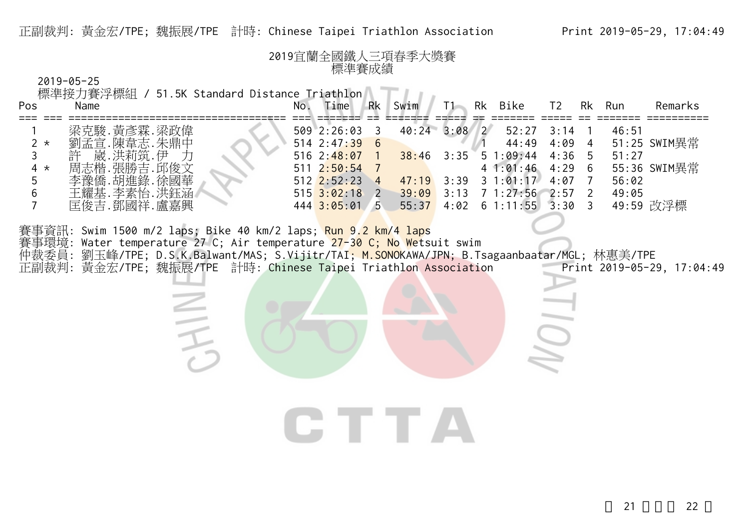正副裁判: 黃金宏/TPE; 魏振展/TPE　計時: Chinese Taipei Triathlon Association　Print 2019-05-29, 17:04:49

# 2019宜蘭全國鐵人三項春季大獎賽
## 標準賽成績

2019-05-25

標準接力賽浮標組 / 51.5K Standard Distance Triathlon

| Pos | | Name | No. | Time | Rk | Swim | T1 | Rk | Bike | T2 | Rk | Run | Remarks |
|---|---|---|---|---|---|---|---|---|---|---|---|---|---|
| 1 | | 梁克駿.黃彥霖.梁政偉 | 509 | 2:26:03 | 3 | 40:24 | 3:08 | 2 | 52:27 | 3:14 | 1 | 46:51 | |
| 2 | * | 劉孟宣.陳韋志.朱鼎中 | 514 | 2:47:39 | 6 | | | 1 | 44:49 | 4:09 | 4 | 51:25 | SWIM異常 |
| 3 | | 許　崴.洪莉筑.伊　力 | 516 | 2:48:07 | 1 | 38:46 | 3:35 | 5 | 1:09:44 | 4:36 | 5 | 51:27 | |
| 4 | * | 周志楷.張勝吉.邱俊文 | 511 | 2:50:54 | 7 | | | 4 | 1:01:46 | 4:29 | 6 | 55:36 | SWIM異常 |
| 5 | | 李豫僑.胡進錄.徐國華 | 512 | 2:52:23 | 4 | 47:19 | 3:39 | 3 | 1:01:17 | 4:07 | 7 | 56:02 | |
| 6 | | 王耀基.李素怡.洪鈺涵 | 515 | 3:02:18 | 2 | 39:09 | 3:13 | 7 | 1:27:56 | 2:57 | 2 | 49:05 | |
| 7 | | 匡俊吉.鄧國祥.盧嘉興 | 444 | 3:05:01 | 5 | 55:37 | 4:02 | 6 | 1:11:55 | 3:30 | 3 | 49:59 | 改浮標 |

賽事資訊: Swim 1500 m/2 laps; Bike 40 km/2 laps; Run 9.2 km/4 laps
賽事環境: Water temperature 27 C; Air temperature 27-30 C; No Wetsuit swim
仲裁委員: 劉玉峰/TPE; D.S.K.Balwant/MAS; S.Vijitr/TAI; M.SONOKAWA/JPN; B.Tsagaanbaatar/MGL; 林惠美/TPE
正副裁判: 黃金宏/TPE; 魏振展/TPE　計時: Chinese Taipei Triathlon Association　Print 2019-05-29, 17:04:49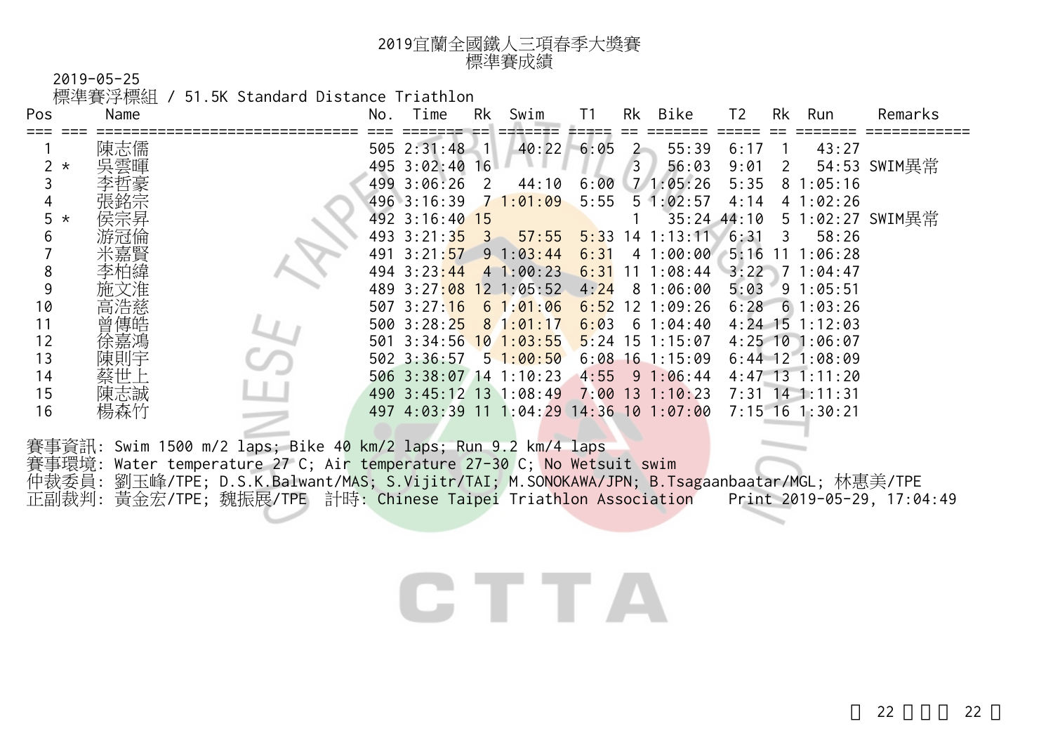# 2019宜蘭全國鐵人三項春季大獎賽
## 標準賽成績

2019-05-25

標準賽浮標組 / 51.5K Standard Distance Triathlon

| Pos | | Name | No. | Time | Rk | Swim | T1 | Rk | Bike | T2 | Rk | Run | Remarks |
|---|---|---|---|---|---|---|---|---|---|---|---|---|---|
| 1 | | 陳志儒 | 505 | 2:31:48 | 1 | 40:22 | 6:05 | 2 | 55:39 | 6:17 | 1 | 43:27 | |
| 2 | * | 吳雲暉 | 495 | 3:02:40 | 16 | | | 3 | 56:03 | 9:01 | 2 | 54:53 | SWIM異常 |
| 3 | | 李哲豪 | 499 | 3:06:26 | 2 | 44:10 | 6:00 | 7 | 1:05:26 | 5:35 | 8 | 1:05:16 | |
| 4 | | 張銘宗 | 496 | 3:16:39 | 7 | 1:01:09 | 5:55 | 5 | 1:02:57 | 4:14 | 4 | 1:02:26 | |
| 5 | * | 侯宗昇 | 492 | 3:16:40 | 15 | | | 1 | 35:24 | 44:10 | 5 | 1:02:27 | SWIM異常 |
| 6 | | 游冠倫 | 493 | 3:21:35 | 3 | 57:55 | 5:33 | 14 | 1:13:11 | 6:31 | 3 | 58:26 | |
| 7 | | 米嘉賢 | 491 | 3:21:57 | 9 | 1:03:44 | 6:31 | 4 | 1:00:00 | 5:16 | 11 | 1:06:28 | |
| 8 | | 李柏緯 | 494 | 3:23:44 | 4 | 1:00:23 | 6:31 | 11 | 1:08:44 | 3:22 | 7 | 1:04:47 | |
| 9 | | 施文淮 | 489 | 3:27:08 | 12 | 1:05:52 | 4:24 | 8 | 1:06:00 | 5:03 | 9 | 1:05:51 | |
| 10 | | 高浩慈 | 507 | 3:27:16 | 6 | 1:01:06 | 6:52 | 12 | 1:09:26 | 6:28 | 6 | 1:03:26 | |
| 11 | | 曾傳皓 | 500 | 3:28:25 | 8 | 1:01:17 | 6:03 | 6 | 1:04:40 | 4:24 | 15 | 1:12:03 | |
| 12 | | 徐嘉鴻 | 501 | 3:34:56 | 10 | 1:03:55 | 5:24 | 15 | 1:15:07 | 4:25 | 10 | 1:06:07 | |
| 13 | | 陳則宇 | 502 | 3:36:57 | 5 | 1:00:50 | 6:08 | 16 | 1:15:09 | 6:44 | 12 | 1:08:09 | |
| 14 | | 蔡世上 | 506 | 3:38:07 | 14 | 1:10:23 | 4:55 | 9 | 1:06:44 | 4:47 | 13 | 1:11:20 | |
| 15 | | 陳志誠 | 490 | 3:45:12 | 13 | 1:08:49 | 7:00 | 13 | 1:10:23 | 7:31 | 14 | 1:11:31 | |
| 16 | | 楊森竹 | 497 | 4:03:39 | 11 | 1:04:29 | 14:36 | 10 | 1:07:00 | 7:15 | 16 | 1:30:21 | |

賽事資訊: Swim 1500 m/2 laps; Bike 40 km/2 laps; Run 9.2 km/4 laps

賽事環境: Water temperature 27 C; Air temperature 27-30 C; No Wetsuit swim

仲裁委員: 劉玉峰/TPE; D.S.K.Balwant/MAS; S.Vijitr/TAI; M.SONOKAWA/JPN; B.Tsagaanbaatar/MGL; 林惠美/TPE

正副裁判: 黃金宏/TPE; 魏振展/TPE 計時: Chinese Taipei Triathlon Association Print 2019-05-29, 17:04:49